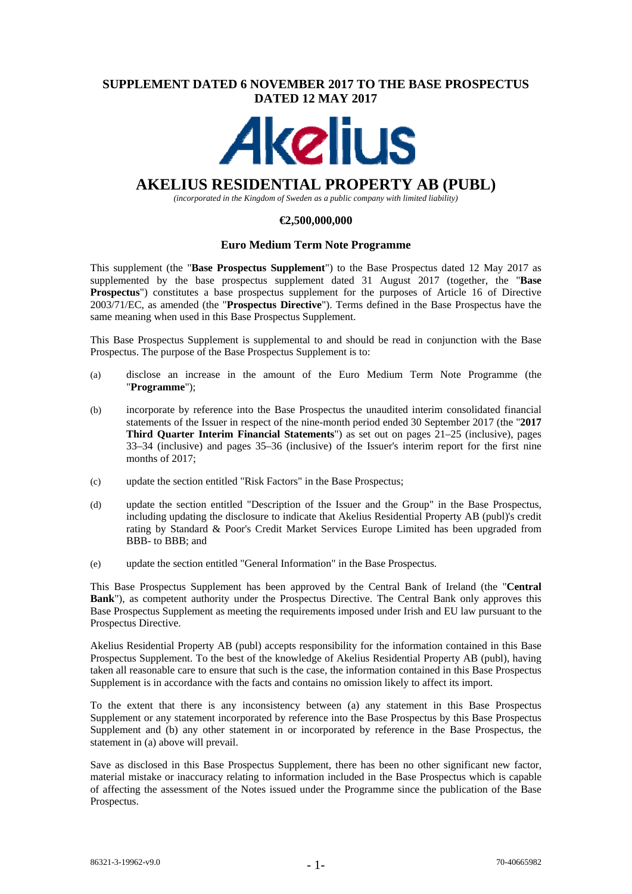**SUPPLEMENT DATED 6 NOVEMBER 2017 TO THE BASE PROSPECTUS DATED 12 MAY 2017**

# AKELIUS RESIDENTIAL PROPERTY AB (PUBL)

*(incorporated in the Kingdom of Sweden as a public company with limited liability)*

**€2,500,000,000**

**Euro Medium Term Note Programme**

This supplement (the "**Base Prospectus Supplement**") to the Base Prospectus dated 12 May 2017 as supplemented by the base prospectus supplement dated 31 August 2017 (together, the "**Base Prospectus**") constitutes a base prospectus supplement for the purposes of Article 16 of Directive 2003/71/EC, as amended (the "**Prospectus Directive**"). Terms defined in the Base Prospectus have the same meaning when used in this Base Prospectus Supplement.

This Base Prospectus Supplement is supplemental to and should be read in conjunction with the Base Prospectus. The purpose of the Base Prospectus Supplement is to:

(a) disclose an increase in the amount of the Euro Medium Term Note Programme (the "**Programme**");

(b) incorporate by reference into the Base Prospectus the unaudited interim consolidated financial statements of the Issuer in respect of the nine-month period ended 30 September 2017 (the "**2017 Third Quarter Interim Financial Statements**") as set out on pages 21–25 (inclusive), pages 33–34 (inclusive) and pages 35–36 (inclusive) of the Issuer's interim report for the first nine months of 2017;

(c) update the section entitled "Risk Factors" in the Base Prospectus;

(d) update the section entitled "Description of the Issuer and the Group" in the Base Prospectus, including updating the disclosure to indicate that Akelius Residential Property AB (publ)'s credit rating by Standard & Poor's Credit Market Services Europe Limited has been upgraded from BBB- to BBB; and

(e) update the section entitled "General Information" in the Base Prospectus.

This Base Prospectus Supplement has been approved by the Central Bank of Ireland (the "**Central Bank**"), as competent authority under the Prospectus Directive. The Central Bank only approves this Base Prospectus Supplement as meeting the requirements imposed under Irish and EU law pursuant to the Prospectus Directive.

Akelius Residential Property AB (publ) accepts responsibility for the information contained in this Base Prospectus Supplement. To the best of the knowledge of Akelius Residential Property AB (publ), having taken all reasonable care to ensure that such is the case, the information contained in this Base Prospectus Supplement is in accordance with the facts and contains no omission likely to affect its import.

To the extent that there is any inconsistency between (a) any statement in this Base Prospectus Supplement or any statement incorporated by reference into the Base Prospectus by this Base Prospectus Supplement and (b) any other statement in or incorporated by reference in the Base Prospectus, the statement in (a) above will prevail.

Save as disclosed in this Base Prospectus Supplement, there has been no other significant new factor, material mistake or inaccuracy relating to information included in the Base Prospectus which is capable of affecting the assessment of the Notes issued under the Programme since the publication of the Base Prospectus.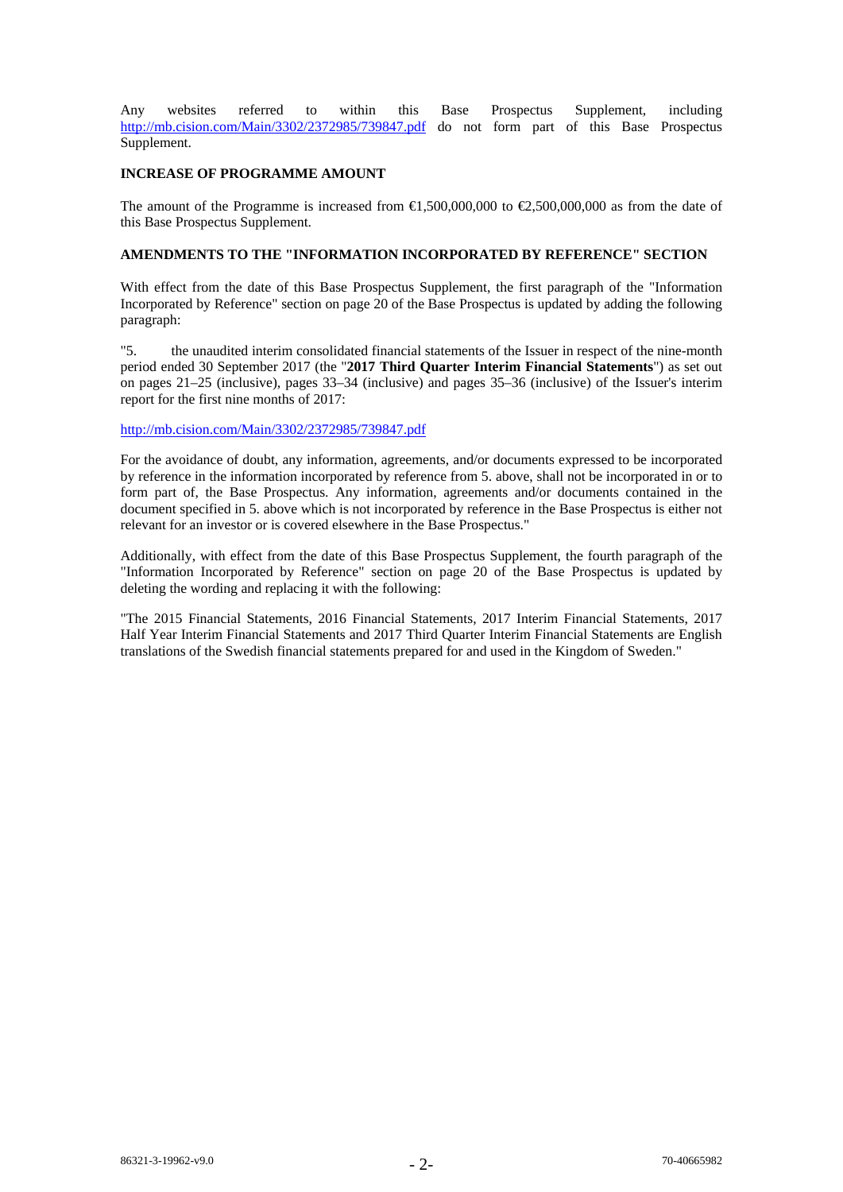Any websites referred to within this Base Prospectus Supplement, including http://mb.cision.com/Main/3302/2372985/739847.pdf do not form part of this Base Prospectus Supplement.

## INCREASE OF PROGRAMME AMOUNT

The amount of the Programme is increased from €1,500,000,000 to €2,500,000,000 as from the date of this Base Prospectus Supplement.

## AMENDMENTS TO THE "INFORMATION INCORPORATED BY REFERENCE" SECTION

With effect from the date of this Base Prospectus Supplement, the first paragraph of the "Information Incorporated by Reference" section on page 20 of the Base Prospectus is updated by adding the following paragraph:

"5. the unaudited interim consolidated financial statements of the Issuer in respect of the nine-month period ended 30 September 2017 (the "**2017 Third Quarter Interim Financial Statements**") as set out on pages 21–25 (inclusive), pages 33–34 (inclusive) and pages 35–36 (inclusive) of the Issuer's interim report for the first nine months of 2017:

http://mb.cision.com/Main/3302/2372985/739847.pdf

For the avoidance of doubt, any information, agreements, and/or documents expressed to be incorporated by reference in the information incorporated by reference from 5. above, shall not be incorporated in or to form part of, the Base Prospectus. Any information, agreements and/or documents contained in the document specified in 5. above which is not incorporated by reference in the Base Prospectus is either not relevant for an investor or is covered elsewhere in the Base Prospectus."

Additionally, with effect from the date of this Base Prospectus Supplement, the fourth paragraph of the "Information Incorporated by Reference" section on page 20 of the Base Prospectus is updated by deleting the wording and replacing it with the following:

"The 2015 Financial Statements, 2016 Financial Statements, 2017 Interim Financial Statements, 2017 Half Year Interim Financial Statements and 2017 Third Quarter Interim Financial Statements are English translations of the Swedish financial statements prepared for and used in the Kingdom of Sweden."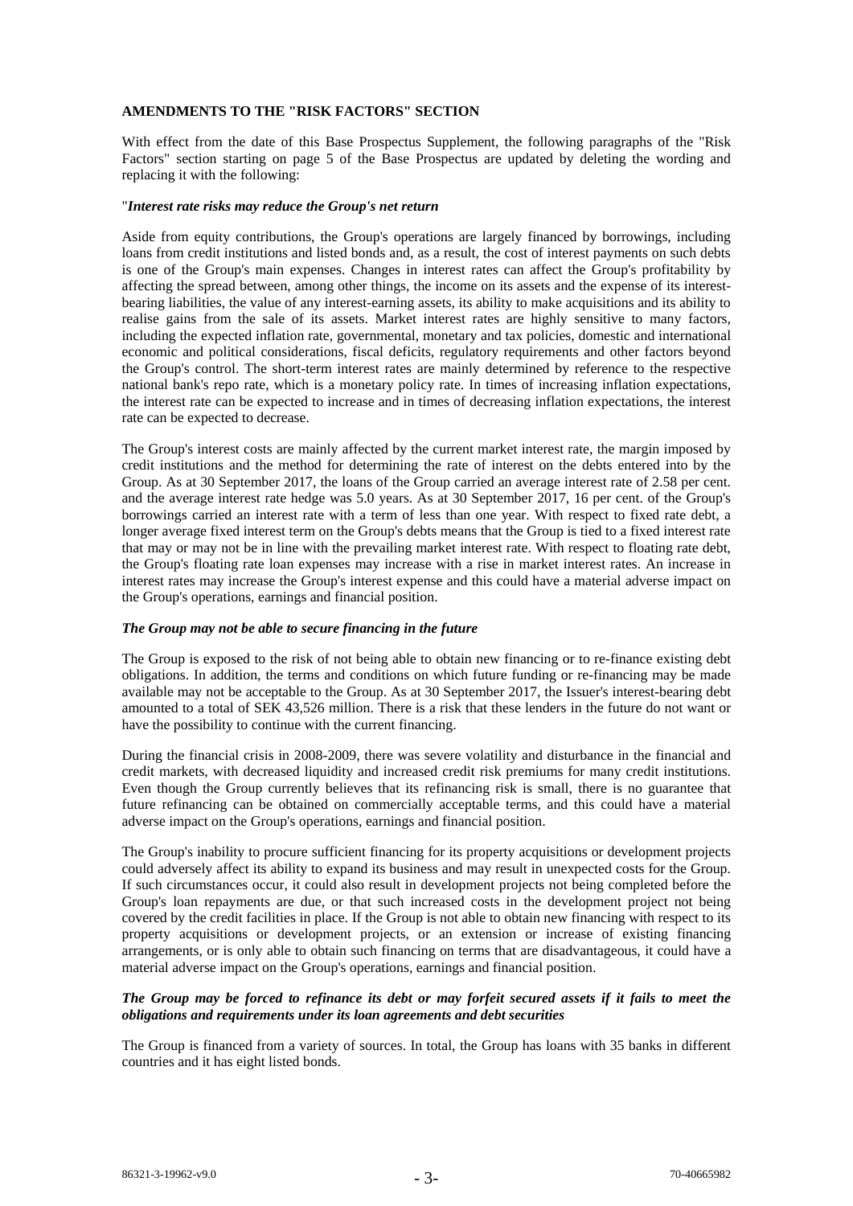**AMENDMENTS TO THE "RISK FACTORS" SECTION**

With effect from the date of this Base Prospectus Supplement, the following paragraphs of the "Risk Factors" section starting on page 5 of the Base Prospectus are updated by deleting the wording and replacing it with the following:

"***Interest rate risks may reduce the Group's net return***

Aside from equity contributions, the Group's operations are largely financed by borrowings, including loans from credit institutions and listed bonds and, as a result, the cost of interest payments on such debts is one of the Group's main expenses. Changes in interest rates can affect the Group's profitability by affecting the spread between, among other things, the income on its assets and the expense of its interest-bearing liabilities, the value of any interest-earning assets, its ability to make acquisitions and its ability to realise gains from the sale of its assets. Market interest rates are highly sensitive to many factors, including the expected inflation rate, governmental, monetary and tax policies, domestic and international economic and political considerations, fiscal deficits, regulatory requirements and other factors beyond the Group's control. The short-term interest rates are mainly determined by reference to the respective national bank's repo rate, which is a monetary policy rate. In times of increasing inflation expectations, the interest rate can be expected to increase and in times of decreasing inflation expectations, the interest rate can be expected to decrease.

The Group's interest costs are mainly affected by the current market interest rate, the margin imposed by credit institutions and the method for determining the rate of interest on the debts entered into by the Group. As at 30 September 2017, the loans of the Group carried an average interest rate of 2.58 per cent. and the average interest rate hedge was 5.0 years. As at 30 September 2017, 16 per cent. of the Group's borrowings carried an interest rate with a term of less than one year. With respect to fixed rate debt, a longer average fixed interest term on the Group's debts means that the Group is tied to a fixed interest rate that may or may not be in line with the prevailing market interest rate. With respect to floating rate debt, the Group's floating rate loan expenses may increase with a rise in market interest rates. An increase in interest rates may increase the Group's interest expense and this could have a material adverse impact on the Group's operations, earnings and financial position.

***The Group may not be able to secure financing in the future***

The Group is exposed to the risk of not being able to obtain new financing or to re-finance existing debt obligations. In addition, the terms and conditions on which future funding or re-financing may be made available may not be acceptable to the Group. As at 30 September 2017, the Issuer's interest-bearing debt amounted to a total of SEK 43,526 million. There is a risk that these lenders in the future do not want or have the possibility to continue with the current financing.

During the financial crisis in 2008-2009, there was severe volatility and disturbance in the financial and credit markets, with decreased liquidity and increased credit risk premiums for many credit institutions. Even though the Group currently believes that its refinancing risk is small, there is no guarantee that future refinancing can be obtained on commercially acceptable terms, and this could have a material adverse impact on the Group's operations, earnings and financial position.

The Group's inability to procure sufficient financing for its property acquisitions or development projects could adversely affect its ability to expand its business and may result in unexpected costs for the Group. If such circumstances occur, it could also result in development projects not being completed before the Group's loan repayments are due, or that such increased costs in the development project not being covered by the credit facilities in place. If the Group is not able to obtain new financing with respect to its property acquisitions or development projects, or an extension or increase of existing financing arrangements, or is only able to obtain such financing on terms that are disadvantageous, it could have a material adverse impact on the Group's operations, earnings and financial position.

***The Group may be forced to refinance its debt or may forfeit secured assets if it fails to meet the obligations and requirements under its loan agreements and debt securities***

The Group is financed from a variety of sources. In total, the Group has loans with 35 banks in different countries and it has eight listed bonds.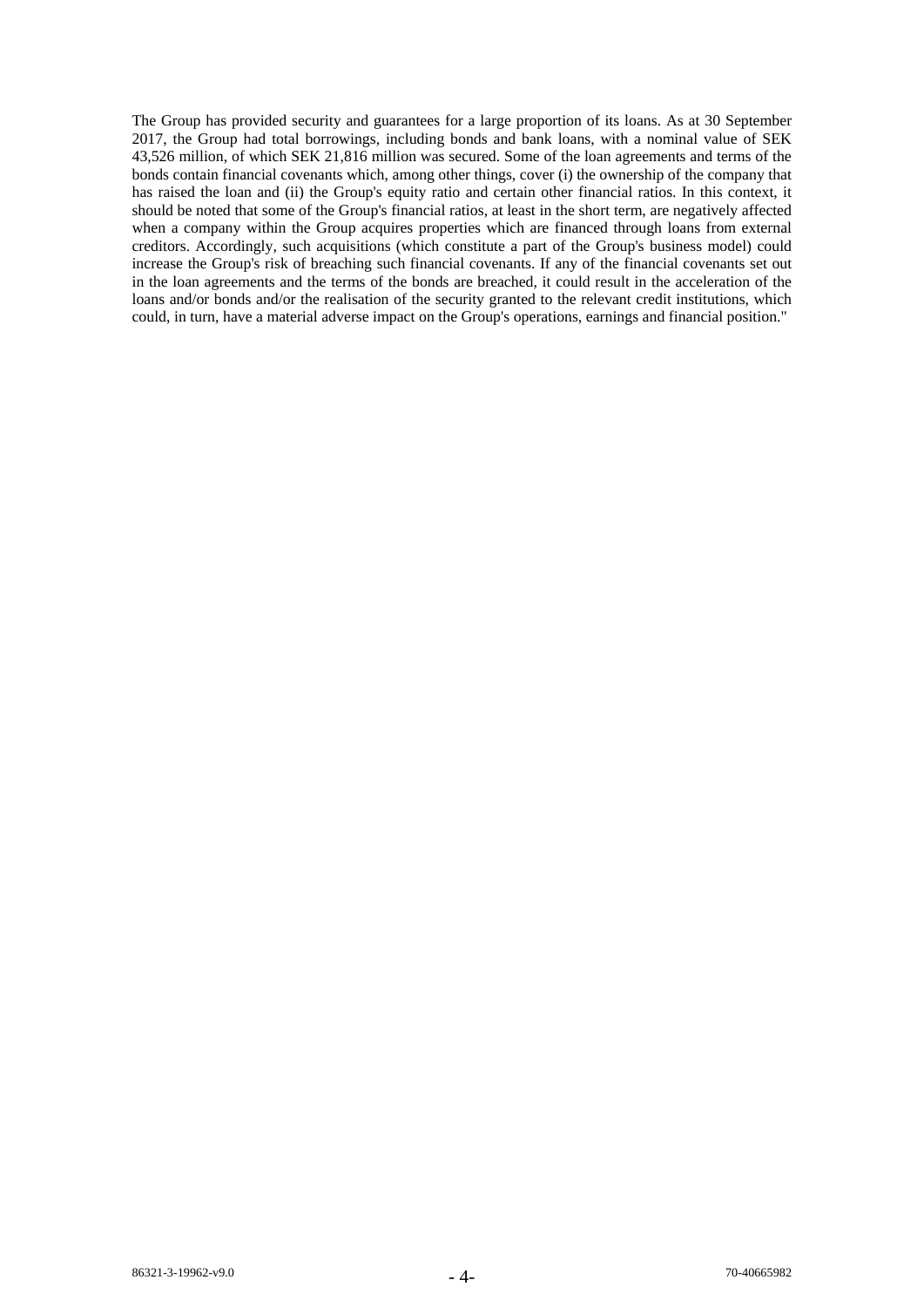The Group has provided security and guarantees for a large proportion of its loans. As at 30 September 2017, the Group had total borrowings, including bonds and bank loans, with a nominal value of SEK 43,526 million, of which SEK 21,816 million was secured. Some of the loan agreements and terms of the bonds contain financial covenants which, among other things, cover (i) the ownership of the company that has raised the loan and (ii) the Group's equity ratio and certain other financial ratios. In this context, it should be noted that some of the Group's financial ratios, at least in the short term, are negatively affected when a company within the Group acquires properties which are financed through loans from external creditors. Accordingly, such acquisitions (which constitute a part of the Group's business model) could increase the Group's risk of breaching such financial covenants. If any of the financial covenants set out in the loan agreements and the terms of the bonds are breached, it could result in the acceleration of the loans and/or bonds and/or the realisation of the security granted to the relevant credit institutions, which could, in turn, have a material adverse impact on the Group's operations, earnings and financial position."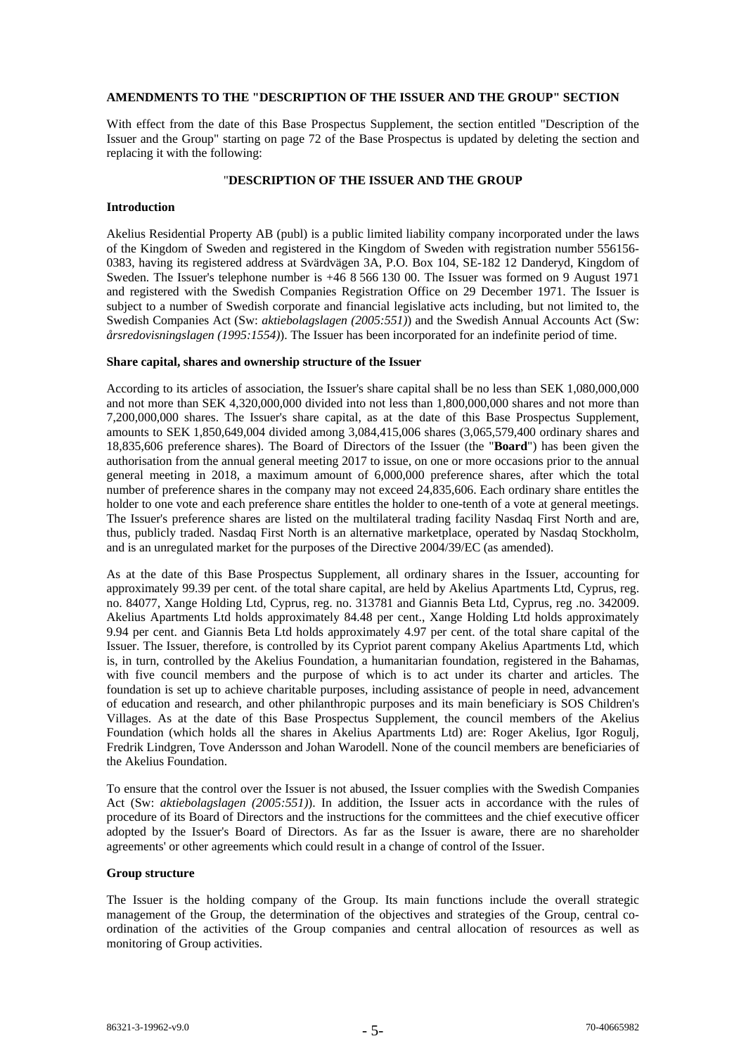## AMENDMENTS TO THE "DESCRIPTION OF THE ISSUER AND THE GROUP" SECTION

With effect from the date of this Base Prospectus Supplement, the section entitled "Description of the Issuer and the Group" starting on page 72 of the Base Prospectus is updated by deleting the section and replacing it with the following:

### "DESCRIPTION OF THE ISSUER AND THE GROUP

**Introduction**

Akelius Residential Property AB (publ) is a public limited liability company incorporated under the laws of the Kingdom of Sweden and registered in the Kingdom of Sweden with registration number 556156-0383, having its registered address at Svärdvägen 3A, P.O. Box 104, SE-182 12 Danderyd, Kingdom of Sweden. The Issuer's telephone number is +46 8 566 130 00. The Issuer was formed on 9 August 1971 and registered with the Swedish Companies Registration Office on 29 December 1971. The Issuer is subject to a number of Swedish corporate and financial legislative acts including, but not limited to, the Swedish Companies Act (Sw: *aktiebolagslagen (2005:551)*) and the Swedish Annual Accounts Act (Sw: *årsredovisningslagen (1995:1554)*). The Issuer has been incorporated for an indefinite period of time.

**Share capital, shares and ownership structure of the Issuer**

According to its articles of association, the Issuer's share capital shall be no less than SEK 1,080,000,000 and not more than SEK 4,320,000,000 divided into not less than 1,800,000,000 shares and not more than 7,200,000,000 shares. The Issuer's share capital, as at the date of this Base Prospectus Supplement, amounts to SEK 1,850,649,004 divided among 3,084,415,006 shares (3,065,579,400 ordinary shares and 18,835,606 preference shares). The Board of Directors of the Issuer (the "**Board**") has been given the authorisation from the annual general meeting 2017 to issue, on one or more occasions prior to the annual general meeting in 2018, a maximum amount of 6,000,000 preference shares, after which the total number of preference shares in the company may not exceed 24,835,606. Each ordinary share entitles the holder to one vote and each preference share entitles the holder to one-tenth of a vote at general meetings. The Issuer's preference shares are listed on the multilateral trading facility Nasdaq First North and are, thus, publicly traded. Nasdaq First North is an alternative marketplace, operated by Nasdaq Stockholm, and is an unregulated market for the purposes of the Directive 2004/39/EC (as amended).

As at the date of this Base Prospectus Supplement, all ordinary shares in the Issuer, accounting for approximately 99.39 per cent. of the total share capital, are held by Akelius Apartments Ltd, Cyprus, reg. no. 84077, Xange Holding Ltd, Cyprus, reg. no. 313781 and Giannis Beta Ltd, Cyprus, reg .no. 342009. Akelius Apartments Ltd holds approximately 84.48 per cent., Xange Holding Ltd holds approximately 9.94 per cent. and Giannis Beta Ltd holds approximately 4.97 per cent. of the total share capital of the Issuer. The Issuer, therefore, is controlled by its Cypriot parent company Akelius Apartments Ltd, which is, in turn, controlled by the Akelius Foundation, a humanitarian foundation, registered in the Bahamas, with five council members and the purpose of which is to act under its charter and articles. The foundation is set up to achieve charitable purposes, including assistance of people in need, advancement of education and research, and other philanthropic purposes and its main beneficiary is SOS Children's Villages. As at the date of this Base Prospectus Supplement, the council members of the Akelius Foundation (which holds all the shares in Akelius Apartments Ltd) are: Roger Akelius, Igor Rogulj, Fredrik Lindgren, Tove Andersson and Johan Warodell. None of the council members are beneficiaries of the Akelius Foundation.

To ensure that the control over the Issuer is not abused, the Issuer complies with the Swedish Companies Act (Sw: *aktiebolagslagen (2005:551)*). In addition, the Issuer acts in accordance with the rules of procedure of its Board of Directors and the instructions for the committees and the chief executive officer adopted by the Issuer's Board of Directors. As far as the Issuer is aware, there are no shareholder agreements' or other agreements which could result in a change of control of the Issuer.

**Group structure**

The Issuer is the holding company of the Group. Its main functions include the overall strategic management of the Group, the determination of the objectives and strategies of the Group, central co-ordination of the activities of the Group companies and central allocation of resources as well as monitoring of Group activities.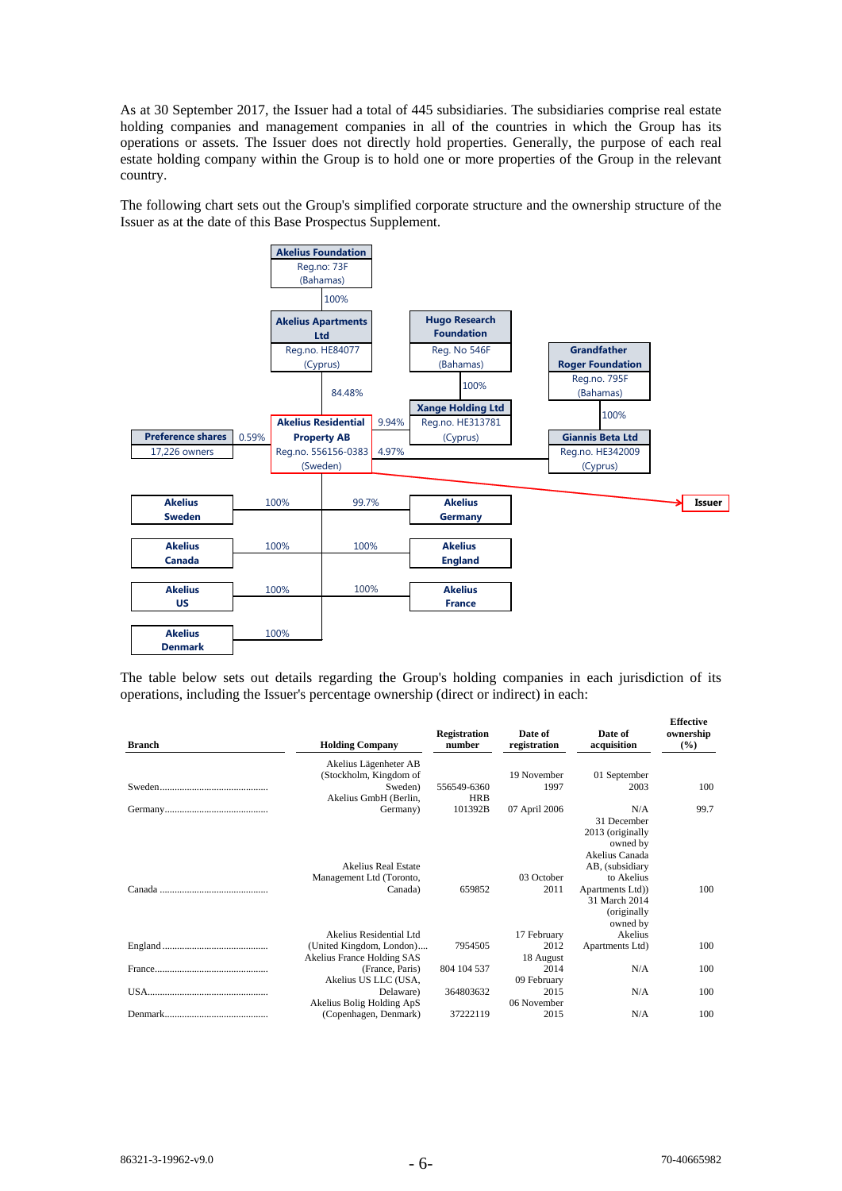As at 30 September 2017, the Issuer had a total of 445 subsidiaries. The subsidiaries comprise real estate holding companies and management companies in all of the countries in which the Group has its operations or assets. The Issuer does not directly hold properties. Generally, the purpose of each real estate holding company within the Group is to hold one or more properties of the Group in the relevant country.

The following chart sets out the Group's simplified corporate structure and the ownership structure of the Issuer as at the date of this Base Prospectus Supplement.

- **Akelius Foundation** – Reg.no: 73F (Bahamas)
  - 100% → **Akelius Apartments Ltd** – Reg.no. HE84077 (Cyprus)
    - 84.48% → **Akelius Residential Property AB** (Issuer)
- **Hugo Research Foundation** – Reg. No 546F (Bahamas)
  - 100% → **Xange Holding Ltd** – Reg.no. HE313781 (Cyprus)
    - 9.94% → **Akelius Residential Property AB**
- **Grandfather Roger Foundation** – Reg.no. 795F (Bahamas)
  - 100% → **Giannis Beta Ltd** – Reg.no. HE342009 (Cyprus)
    - 4.97% → **Akelius Residential Property AB**
- **Preference shares** – 17,226 owners
  - 0.59% → **Akelius Residential Property AB**

**Akelius Residential Property AB** – Reg.no. 556156-0383 (Sweden) – **Issuer**
- 100% → **Akelius Sweden**
- 99.7% → **Akelius Germany**
- 100% → **Akelius Canada**
- 100% → **Akelius England**
- 100% → **Akelius US**
- 100% → **Akelius France**
- 100% → **Akelius Denmark**

The table below sets out details regarding the Group's holding companies in each jurisdiction of its operations, including the Issuer's percentage ownership (direct or indirect) in each:

| Branch | Holding Company | Registration number | Date of registration | Date of acquisition | Effective ownership (%) |
|---|---|---|---|---|---|
| Sweden | Akelius Lägenheter AB (Stockholm, Kingdom of Sweden) | 556549-6360 | 19 November 1997 | 01 September 2003 | 100 |
| Germany | Akelius GmbH (Berlin, Germany) | HRB 101392B | 07 April 2006 | N/A | 99.7 |
| Canada | Akelius Real Estate Management Ltd (Toronto, Canada) | 659852 | 03 October 2011 | 31 December 2013 (originally owned by Akelius Canada AB, (subsidiary to Akelius Apartments Ltd)) | 100 |
| England | Akelius Residential Ltd (United Kingdom, London) | 7954505 | 17 February 2012 | 31 March 2014 (originally owned by Akelius Apartments Ltd) | 100 |
| France | Akelius France Holding SAS (France, Paris) | 804 104 537 | 18 August 2014 | N/A | 100 |
| USA | Akelius US LLC (USA, Delaware) | 364803632 | 09 February 2015 | N/A | 100 |
| Denmark | Akelius Bolig Holding ApS (Copenhagen, Denmark) | 37222119 | 06 November 2015 | N/A | 100 |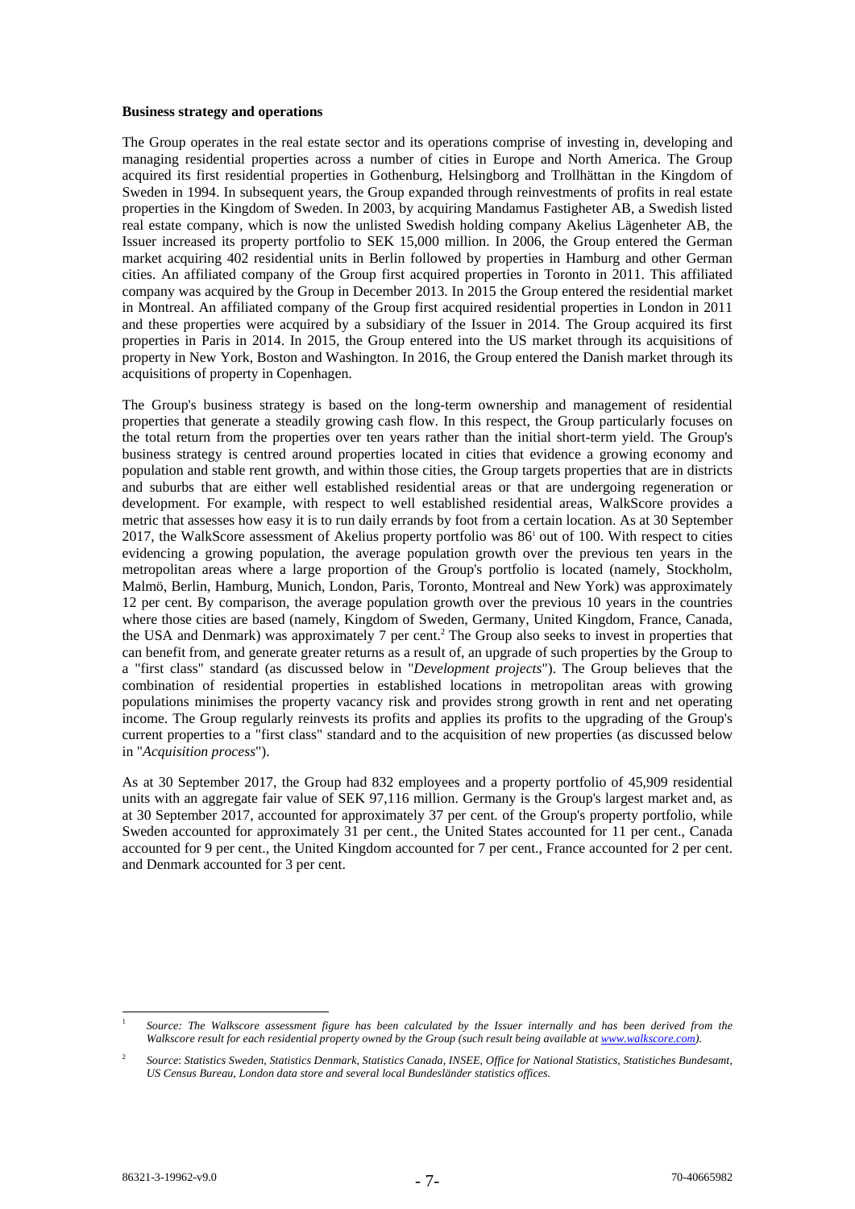**Business strategy and operations**

The Group operates in the real estate sector and its operations comprise of investing in, developing and managing residential properties across a number of cities in Europe and North America. The Group acquired its first residential properties in Gothenburg, Helsingborg and Trollhättan in the Kingdom of Sweden in 1994. In subsequent years, the Group expanded through reinvestments of profits in real estate properties in the Kingdom of Sweden. In 2003, by acquiring Mandamus Fastigheter AB, a Swedish listed real estate company, which is now the unlisted Swedish holding company Akelius Lägenheter AB, the Issuer increased its property portfolio to SEK 15,000 million. In 2006, the Group entered the German market acquiring 402 residential units in Berlin followed by properties in Hamburg and other German cities. An affiliated company of the Group first acquired properties in Toronto in 2011. This affiliated company was acquired by the Group in December 2013. In 2015 the Group entered the residential market in Montreal. An affiliated company of the Group first acquired residential properties in London in 2011 and these properties were acquired by a subsidiary of the Issuer in 2014. The Group acquired its first properties in Paris in 2014. In 2015, the Group entered into the US market through its acquisitions of property in New York, Boston and Washington. In 2016, the Group entered the Danish market through its acquisitions of property in Copenhagen.

The Group's business strategy is based on the long-term ownership and management of residential properties that generate a steadily growing cash flow. In this respect, the Group particularly focuses on the total return from the properties over ten years rather than the initial short-term yield. The Group's business strategy is centred around properties located in cities that evidence a growing economy and population and stable rent growth, and within those cities, the Group targets properties that are in districts and suburbs that are either well established residential areas or that are undergoing regeneration or development. For example, with respect to well established residential areas, WalkScore provides a metric that assesses how easy it is to run daily errands by foot from a certain location. As at 30 September 2017, the WalkScore assessment of Akelius property portfolio was 86[1] out of 100. With respect to cities evidencing a growing population, the average population growth over the previous ten years in the metropolitan areas where a large proportion of the Group's portfolio is located (namely, Stockholm, Malmö, Berlin, Hamburg, Munich, London, Paris, Toronto, Montreal and New York) was approximately 12 per cent. By comparison, the average population growth over the previous 10 years in the countries where those cities are based (namely, Kingdom of Sweden, Germany, United Kingdom, France, Canada, the USA and Denmark) was approximately 7 per cent.[2] The Group also seeks to invest in properties that can benefit from, and generate greater returns as a result of, an upgrade of such properties by the Group to a "first class" standard (as discussed below in "*Development projects*"). The Group believes that the combination of residential properties in established locations in metropolitan areas with growing populations minimises the property vacancy risk and provides strong growth in rent and net operating income. The Group regularly reinvests its profits and applies its profits to the upgrading of the Group's current properties to a "first class" standard and to the acquisition of new properties (as discussed below in "*Acquisition process*").

As at 30 September 2017, the Group had 832 employees and a property portfolio of 45,909 residential units with an aggregate fair value of SEK 97,116 million. Germany is the Group's largest market and, as at 30 September 2017, accounted for approximately 37 per cent. of the Group's property portfolio, while Sweden accounted for approximately 31 per cent., the United States accounted for 11 per cent., Canada accounted for 9 per cent., the United Kingdom accounted for 7 per cent., France accounted for 2 per cent. and Denmark accounted for 3 per cent.

---

[1] *Source: The Walkscore assessment figure has been calculated by the Issuer internally and has been derived from the Walkscore result for each residential property owned by the Group (such result being available at www.walkscore.com).*

[2] *Source: Statistics Sweden, Statistics Denmark, Statistics Canada, INSEE, Office for National Statistics, Statistiches Bundesamt, US Census Bureau, London data store and several local Bundesländer statistics offices.*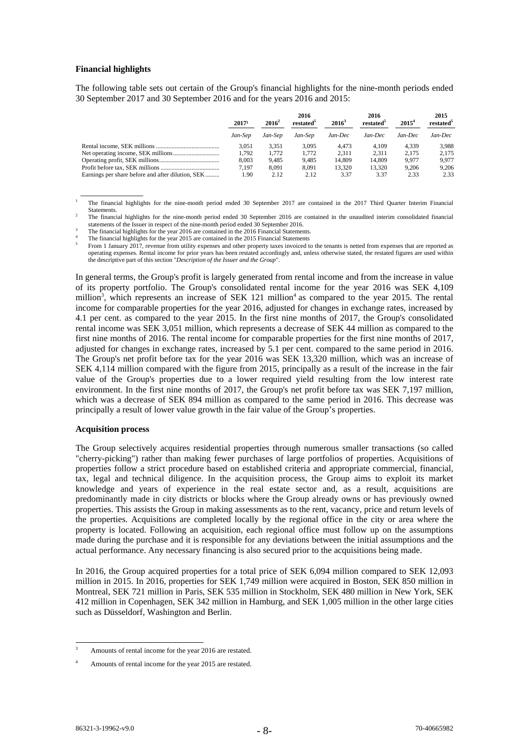**Financial highlights**

The following table sets out certain of the Group's financial highlights for the nine-month periods ended 30 September 2017 and 30 September 2016 and for the years 2016 and 2015:

| | 2017[1] | 2016[2] | 2016 restated[5] | 2016[3] | 2016 restated[5] | 2015[4] | 2015 restated[5] |
|---|---|---|---|---|---|---|---|
| | *Jan-Sep* | *Jan-Sep* | *Jan-Sep* | *Jan-Dec* | *Jan-Dec* | *Jan-Dec* | *Jan-Dec* |
| Rental income, SEK millions | 3,051 | 3,351 | 3,095 | 4,473 | 4,109 | 4,339 | 3,988 |
| Net operating income, SEK millions | 1,792 | 1,772 | 1,772 | 2,311 | 2,311 | 2,175 | 2,175 |
| Operating profit, SEK millions | 8,003 | 9,485 | 9,485 | 14,809 | 14,809 | 9,977 | 9,977 |
| Profit before tax, SEK millions | 7,197 | 8,091 | 8,091 | 13,320 | 13,320 | 9,206 | 9,206 |
| Earnings per share before and after dilution, SEK | 1.90 | 2.12 | 2.12 | 3.37 | 3.37 | 2.33 | 2.33 |

[1] The financial highlights for the nine-month period ended 30 September 2017 are contained in the 2017 Third Quarter Interim Financial Statements.

[2] The financial highlights for the nine-month period ended 30 September 2016 are contained in the unaudited interim consolidated financial statements of the Issuer in respect of the nine-month period ended 30 September 2016.

[3] The financial highlights for the year 2016 are contained in the 2016 Financial Statements.

[4] The financial highlights for the year 2015 are contained in the 2015 Financial Statements

[5] From 1 January 2017, revenue from utility expenses and other property taxes invoiced to the tenants is netted from expenses that are reported as operating expenses. Rental income for prior years has been restated accordingly and, unless otherwise stated, the restated figures are used within the descriptive part of this section "*Description of the Issuer and the Group*".

In general terms, the Group's profit is largely generated from rental income and from the increase in value of its property portfolio. The Group's consolidated rental income for the year 2016 was SEK 4,109 million[3], which represents an increase of SEK 121 million[4] as compared to the year 2015. The rental income for comparable properties for the year 2016, adjusted for changes in exchange rates, increased by 4.1 per cent. as compared to the year 2015. In the first nine months of 2017, the Group's consolidated rental income was SEK 3,051 million, which represents a decrease of SEK 44 million as compared to the first nine months of 2016. The rental income for comparable properties for the first nine months of 2017, adjusted for changes in exchange rates, increased by 5.1 per cent. compared to the same period in 2016. The Group's net profit before tax for the year 2016 was SEK 13,320 million, which was an increase of SEK 4,114 million compared with the figure from 2015, principally as a result of the increase in the fair value of the Group's properties due to a lower required yield resulting from the low interest rate environment. In the first nine months of 2017, the Group's net profit before tax was SEK 7,197 million, which was a decrease of SEK 894 million as compared to the same period in 2016. This decrease was principally a result of lower value growth in the fair value of the Group's properties.

**Acquisition process**

The Group selectively acquires residential properties through numerous smaller transactions (so called "cherry-picking") rather than making fewer purchases of large portfolios of properties. Acquisitions of properties follow a strict procedure based on established criteria and appropriate commercial, financial, tax, legal and technical diligence. In the acquisition process, the Group aims to exploit its market knowledge and years of experience in the real estate sector and, as a result, acquisitions are predominantly made in city districts or blocks where the Group already owns or has previously owned properties. This assists the Group in making assessments as to the rent, vacancy, price and return levels of the properties. Acquisitions are completed locally by the regional office in the city or area where the property is located. Following an acquisition, each regional office must follow up on the assumptions made during the purchase and it is responsible for any deviations between the initial assumptions and the actual performance. Any necessary financing is also secured prior to the acquisitions being made.

In 2016, the Group acquired properties for a total price of SEK 6,094 million compared to SEK 12,093 million in 2015. In 2016, properties for SEK 1,749 million were acquired in Boston, SEK 850 million in Montreal, SEK 721 million in Paris, SEK 535 million in Stockholm, SEK 480 million in New York, SEK 412 million in Copenhagen, SEK 342 million in Hamburg, and SEK 1,005 million in the other large cities such as Düsseldorf, Washington and Berlin.

[3] Amounts of rental income for the year 2016 are restated.

[4] Amounts of rental income for the year 2015 are restated.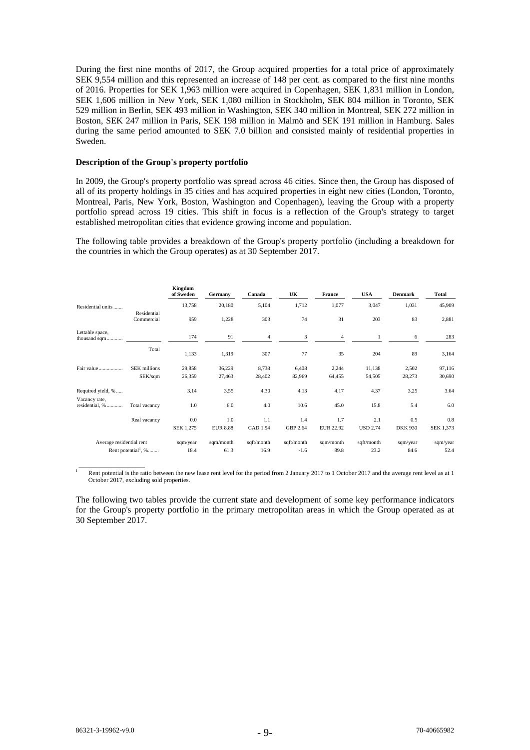During the first nine months of 2017, the Group acquired properties for a total price of approximately SEK 9,554 million and this represented an increase of 148 per cent. as compared to the first nine months of 2016. Properties for SEK 1,963 million were acquired in Copenhagen, SEK 1,831 million in London, SEK 1,606 million in New York, SEK 1,080 million in Stockholm, SEK 804 million in Toronto, SEK 529 million in Berlin, SEK 493 million in Washington, SEK 340 million in Montreal, SEK 272 million in Boston, SEK 247 million in Paris, SEK 198 million in Malmö and SEK 191 million in Hamburg. Sales during the same period amounted to SEK 7.0 billion and consisted mainly of residential properties in Sweden.

**Description of the Group's property portfolio**

In 2009, the Group's property portfolio was spread across 46 cities. Since then, the Group has disposed of all of its property holdings in 35 cities and has acquired properties in eight new cities (London, Toronto, Montreal, Paris, New York, Boston, Washington and Copenhagen), leaving the Group with a property portfolio spread across 19 cities. This shift in focus is a reflection of the Group's strategy to target established metropolitan cities that evidence growing income and population.

The following table provides a breakdown of the Group's property portfolio (including a breakdown for the countries in which the Group operates) as at 30 September 2017.

| | | Kingdom of Sweden | Germany | Canada | UK | France | USA | Denmark | Total |
|---|---|---|---|---|---|---|---|---|---|
| Residential units | | 13,758 | 20,180 | 5,104 | 1,712 | 1,077 | 3,047 | 1,031 | 45,909 |
| Lettable space, thousand sqm | Residential | 959 | 1,228 | 303 | 74 | 31 | 203 | 83 | 2,881 |
| | Commercial | 174 | 91 | 4 | 3 | 4 | 1 | 6 | 283 |
| | Total | 1,133 | 1,319 | 307 | 77 | 35 | 204 | 89 | 3,164 |
| Fair value | SEK millions | 29,858 | 36,229 | 8,738 | 6,408 | 2,244 | 11,138 | 2,502 | 97,116 |
| | SEK/sqm | 26,359 | 27,463 | 28,402 | 82,969 | 64,455 | 54,505 | 28,273 | 30,690 |
| Required yield, % | | 3.14 | 3.55 | 4.30 | 4.13 | 4.17 | 4.37 | 3.25 | 3.64 |
| Vacancy rate, residential, % | Total vacancy | 1.0 | 6.0 | 4.0 | 10.6 | 45.0 | 15.8 | 5.4 | 6.0 |
| | Real vacancy | 0.0 | 1.0 | 1.1 | 1.4 | 1.7 | 2.1 | 0.5 | 0.8 |
| Average residential rent | | SEK 1,275 | EUR 8.88 | CAD 1.94 | GBP 2.64 | EUR 22.92 | USD 2.74 | DKK 930 | SEK 1,373 |
| | | sqm/year | sqm/month | sqft/month | sqft/month | sqm/month | sqft/month | sqm/year | sqm/year |
| Rent potential[1], % | | 18.4 | 61.3 | 16.9 | -1.6 | 89.8 | 23.2 | 84.6 | 52.4 |

[1] Rent potential is the ratio between the new lease rent level for the period from 2 January 2017 to 1 October 2017 and the average rent level as at 1 October 2017, excluding sold properties.

The following two tables provide the current state and development of some key performance indicators for the Group's property portfolio in the primary metropolitan areas in which the Group operated as at 30 September 2017.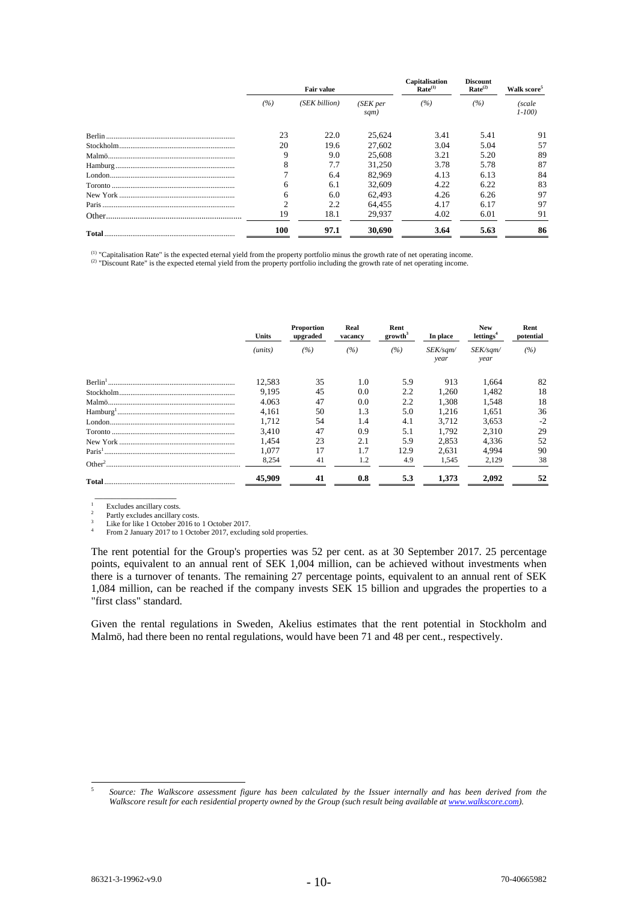| | Fair value | | | Capitalisation Rate[(1)] | Discount Rate[(2)] | Walk score[5] |
|---|---|---|---|---|---|---|
| | (%) | (SEK billion) | (SEK per sqm) | (%) | (%) | (scale 1-100) |
| Berlin | 23 | 22.0 | 25,624 | 3.41 | 5.41 | 91 |
| Stockholm | 20 | 19.6 | 27,602 | 3.04 | 5.04 | 57 |
| Malmö | 9 | 9.0 | 25,608 | 3.21 | 5.20 | 89 |
| Hamburg | 8 | 7.7 | 31,250 | 3.78 | 5.78 | 87 |
| London | 7 | 6.4 | 82,969 | 4.13 | 6.13 | 84 |
| Toronto | 6 | 6.1 | 32,609 | 4.22 | 6.22 | 83 |
| New York | 6 | 6.0 | 62,493 | 4.26 | 6.26 | 97 |
| Paris | 2 | 2.2 | 64,455 | 4.17 | 6.17 | 97 |
| Other | 19 | 18.1 | 29,937 | 4.02 | 6.01 | 91 |
| **Total** | **100** | **97.1** | **30,690** | **3.64** | **5.63** | **86** |

[(1)] "Capitalisation Rate" is the expected eternal yield from the property portfolio minus the growth rate of net operating income.
[(2)] "Discount Rate" is the expected eternal yield from the property portfolio including the growth rate of net operating income.

| | Units | Proportion upgraded | Real vacancy | Rent growth[3] | In place | New lettings[4] | Rent potential |
|---|---|---|---|---|---|---|---|
| | (units) | (%) | (%) | (%) | SEK/sqm/ year | SEK/sqm/ year | (%) |
| Berlin[1] | 12,583 | 35 | 1.0 | 5.9 | 913 | 1,664 | 82 |
| Stockholm | 9,195 | 45 | 0.0 | 2.2 | 1,260 | 1,482 | 18 |
| Malmö | 4,063 | 47 | 0.0 | 2.2 | 1,308 | 1,548 | 18 |
| Hamburg[1] | 4,161 | 50 | 1.3 | 5.0 | 1,216 | 1,651 | 36 |
| London | 1,712 | 54 | 1.4 | 4.1 | 3,712 | 3,653 | -2 |
| Toronto | 3,410 | 47 | 0.9 | 5.1 | 1,792 | 2,310 | 29 |
| New York | 1,454 | 23 | 2.1 | 5.9 | 2,853 | 4,336 | 52 |
| Paris[1] | 1,077 | 17 | 1.7 | 12.9 | 2,631 | 4,994 | 90 |
| Other[2] | 8,254 | 41 | 1.2 | 4.9 | 1,545 | 2,129 | 38 |
| **Total** | **45,909** | **41** | **0.8** | **5.3** | **1,373** | **2,092** | **52** |

1 Excludes ancillary costs.
2 Partly excludes ancillary costs.
3 Like for like 1 October 2016 to 1 October 2017.
4 From 2 January 2017 to 1 October 2017, excluding sold properties.

The rent potential for the Group's properties was 52 per cent. as at 30 September 2017. 25 percentage points, equivalent to an annual rent of SEK 1,004 million, can be achieved without investments when there is a turnover of tenants. The remaining 27 percentage points, equivalent to an annual rent of SEK 1,084 million, can be reached if the company invests SEK 15 billion and upgrades the properties to a "first class" standard.

Given the rental regulations in Sweden, Akelius estimates that the rent potential in Stockholm and Malmö, had there been no rental regulations, would have been 71 and 48 per cent., respectively.

5 *Source: The Walkscore assessment figure has been calculated by the Issuer internally and has been derived from the Walkscore result for each residential property owned by the Group (such result being available at www.walkscore.com).*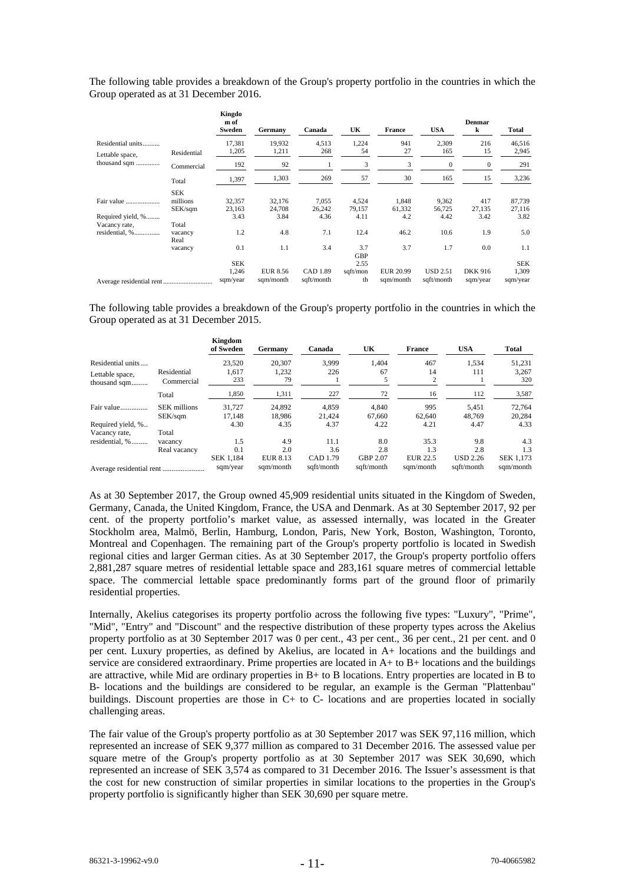The following table provides a breakdown of the Group's property portfolio in the countries in which the Group operated as at 31 December 2016.

| | | Kingdom of Sweden | Germany | Canada | UK | France | USA | Denmark | Total |
|---|---|---|---|---|---|---|---|---|---|
| Residential units.......... | | 17,381 | 19,932 | 4,513 | 1,224 | 941 | 2,309 | 216 | 46,516 |
| Lettable space, thousand sqm .............. | Residential | 1,205 | 1,211 | 268 | 54 | 27 | 165 | 15 | 2,945 |
| | Commercial | 192 | 92 | 1 | 3 | 3 | 0 | 0 | 291 |
| | Total | 1,397 | 1,303 | 269 | 57 | 30 | 165 | 15 | 3,236 |
| Fair value .................... | SEK millions | 32,357 | 32,176 | 7,055 | 4,524 | 1,848 | 9,362 | 417 | 87,739 |
| | SEK/sqm | 23,163 | 24,708 | 26,242 | 79,157 | 61,332 | 56,725 | 27,135 | 27,116 |
| Required yield, %........ | | 3.43 | 3.84 | 4.36 | 4.11 | 4.2 | 4.42 | 3.42 | 3.82 |
| Vacancy rate, residential, %.............. | Total vacancy | 1.2 | 4.8 | 7.1 | 12.4 | 46.2 | 10.6 | 1.9 | 5.0 |
| | Real vacancy | 0.1 | 1.1 | 3.4 | 3.7 | 3.7 | 1.7 | 0.0 | 1.1 |
| Average residential rent ............................ | | SEK 1,246 sqm/year | EUR 8.56 sqm/month | CAD 1.89 sqft/month | GBP 2.55 sqft/month | EUR 20.99 sqm/month | USD 2.51 sqft/month | DKK 916 sqm/year | SEK 1,309 sqm/year |

The following table provides a breakdown of the Group's property portfolio in the countries in which the Group operated as at 31 December 2015.

| | | Kingdom of Sweden | Germany | Canada | UK | France | USA | Total |
|---|---|---|---|---|---|---|---|---|
| Residential units.... | | 23,520 | 20,307 | 3,999 | 1,404 | 467 | 1,534 | 51,231 |
| Lettable space, thousand sqm......... | Residential | 1,617 | 1,232 | 226 | 67 | 14 | 111 | 3,267 |
| | Commercial | 233 | 79 | 1 | 5 | 2 | 1 | 320 |
| | Total | 1,850 | 1,311 | 227 | 72 | 16 | 112 | 3,587 |
| Fair value............... | SEK millions | 31,727 | 24,892 | 4,859 | 4,840 | 995 | 5,451 | 72,764 |
| | SEK/sqm | 17,148 | 18,986 | 21,424 | 67,660 | 62,640 | 48,769 | 20,284 |
| Required yield, %.. | | 4.30 | 4.35 | 4.37 | 4.22 | 4.21 | 4.47 | 4.33 |
| Vacancy rate, residential, %......... | Total vacancy | 1.5 | 4.9 | 11.1 | 8.0 | 35.3 | 9.8 | 4.3 |
| | Real vacancy | 0.1 | 2.0 | 3.6 | 2.8 | 1.3 | 2.8 | 1.3 |
| Average residential rent ....................... | | SEK 1,184 sqm/year | EUR 8.13 sqm/month | CAD 1.79 sqft/month | GBP 2.07 sqft/month | EUR 22.5 sqm/month | USD 2.26 sqft/month | SEK 1,173 sqm/month |

As at 30 September 2017, the Group owned 45,909 residential units situated in the Kingdom of Sweden, Germany, Canada, the United Kingdom, France, the USA and Denmark. As at 30 September 2017, 92 per cent. of the property portfolio's market value, as assessed internally, was located in the Greater Stockholm area, Malmö, Berlin, Hamburg, London, Paris, New York, Boston, Washington, Toronto, Montreal and Copenhagen. The remaining part of the Group's property portfolio is located in Swedish regional cities and larger German cities. As at 30 September 2017, the Group's property portfolio offers 2,881,287 square metres of residential lettable space and 283,161 square metres of commercial lettable space. The commercial lettable space predominantly forms part of the ground floor of primarily residential properties.

Internally, Akelius categorises its property portfolio across the following five types: "Luxury", "Prime", "Mid", "Entry" and "Discount" and the respective distribution of these property types across the Akelius property portfolio as at 30 September 2017 was 0 per cent., 43 per cent., 36 per cent., 21 per cent. and 0 per cent. Luxury properties, as defined by Akelius, are located in A+ locations and the buildings and service are considered extraordinary. Prime properties are located in A+ to B+ locations and the buildings are attractive, while Mid are ordinary properties in B+ to B locations. Entry properties are located in B to B- locations and the buildings are considered to be regular, an example is the German "Plattenbau" buildings. Discount properties are those in C+ to C- locations and are properties located in socially challenging areas.

The fair value of the Group's property portfolio as at 30 September 2017 was SEK 97,116 million, which represented an increase of SEK 9,377 million as compared to 31 December 2016. The assessed value per square metre of the Group's property portfolio as at 30 September 2017 was SEK 30,690, which represented an increase of SEK 3,574 as compared to 31 December 2016. The Issuer's assessment is that the cost for new construction of similar properties in similar locations to the properties in the Group's property portfolio is significantly higher than SEK 30,690 per square metre.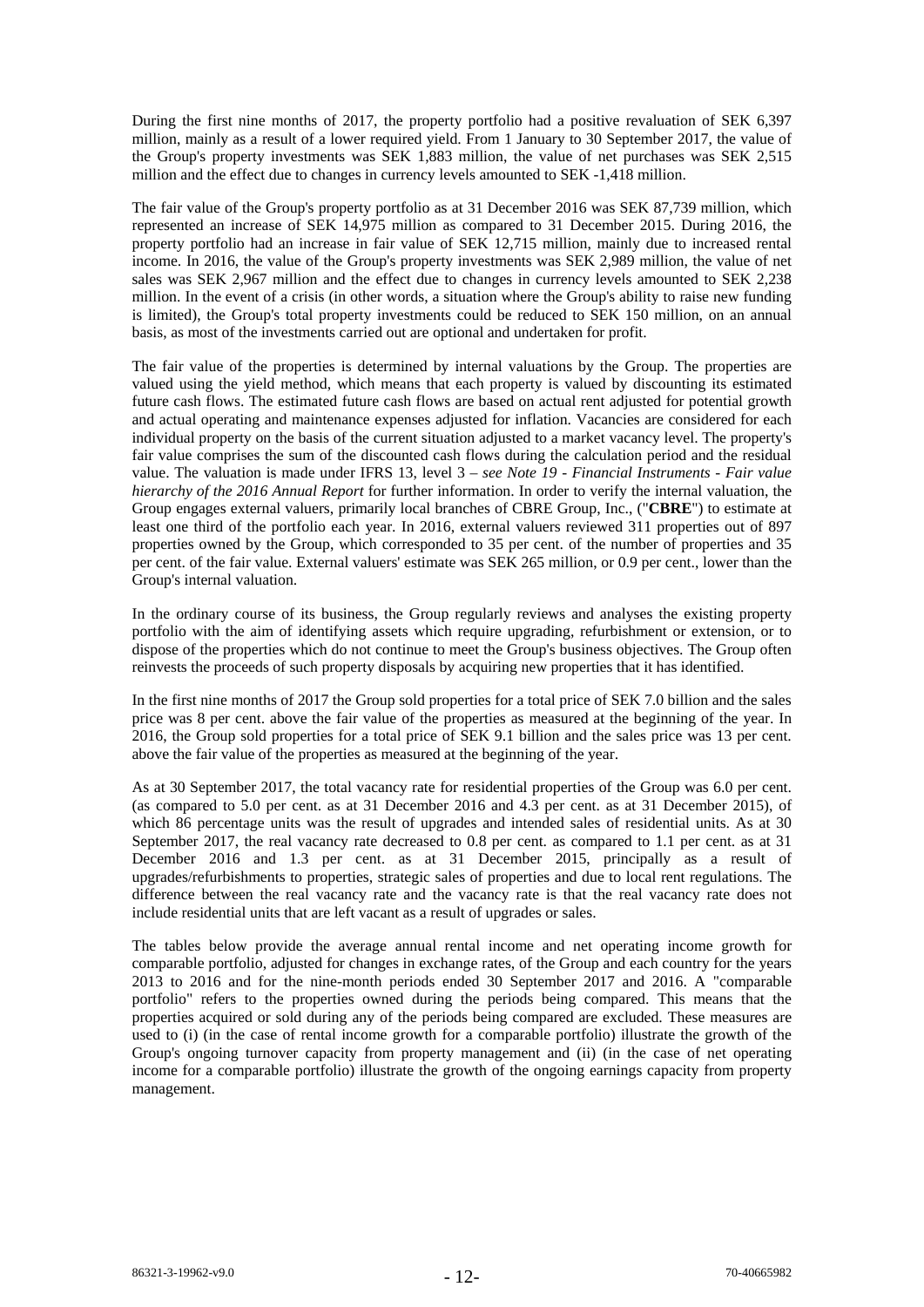During the first nine months of 2017, the property portfolio had a positive revaluation of SEK 6,397 million, mainly as a result of a lower required yield. From 1 January to 30 September 2017, the value of the Group's property investments was SEK 1,883 million, the value of net purchases was SEK 2,515 million and the effect due to changes in currency levels amounted to SEK -1,418 million.

The fair value of the Group's property portfolio as at 31 December 2016 was SEK 87,739 million, which represented an increase of SEK 14,975 million as compared to 31 December 2015. During 2016, the property portfolio had an increase in fair value of SEK 12,715 million, mainly due to increased rental income. In 2016, the value of the Group's property investments was SEK 2,989 million, the value of net sales was SEK 2,967 million and the effect due to changes in currency levels amounted to SEK 2,238 million. In the event of a crisis (in other words, a situation where the Group's ability to raise new funding is limited), the Group's total property investments could be reduced to SEK 150 million, on an annual basis, as most of the investments carried out are optional and undertaken for profit.

The fair value of the properties is determined by internal valuations by the Group. The properties are valued using the yield method, which means that each property is valued by discounting its estimated future cash flows. The estimated future cash flows are based on actual rent adjusted for potential growth and actual operating and maintenance expenses adjusted for inflation. Vacancies are considered for each individual property on the basis of the current situation adjusted to a market vacancy level. The property's fair value comprises the sum of the discounted cash flows during the calculation period and the residual value. The valuation is made under IFRS 13, level 3 – *see Note 19 - Financial Instruments - Fair value hierarchy of the 2016 Annual Report* for further information. In order to verify the internal valuation, the Group engages external valuers, primarily local branches of CBRE Group, Inc., ("**CBRE**") to estimate at least one third of the portfolio each year. In 2016, external valuers reviewed 311 properties out of 897 properties owned by the Group, which corresponded to 35 per cent. of the number of properties and 35 per cent. of the fair value. External valuers' estimate was SEK 265 million, or 0.9 per cent., lower than the Group's internal valuation.

In the ordinary course of its business, the Group regularly reviews and analyses the existing property portfolio with the aim of identifying assets which require upgrading, refurbishment or extension, or to dispose of the properties which do not continue to meet the Group's business objectives. The Group often reinvests the proceeds of such property disposals by acquiring new properties that it has identified.

In the first nine months of 2017 the Group sold properties for a total price of SEK 7.0 billion and the sales price was 8 per cent. above the fair value of the properties as measured at the beginning of the year. In 2016, the Group sold properties for a total price of SEK 9.1 billion and the sales price was 13 per cent. above the fair value of the properties as measured at the beginning of the year.

As at 30 September 2017, the total vacancy rate for residential properties of the Group was 6.0 per cent. (as compared to 5.0 per cent. as at 31 December 2016 and 4.3 per cent. as at 31 December 2015), of which 86 percentage units was the result of upgrades and intended sales of residential units. As at 30 September 2017, the real vacancy rate decreased to 0.8 per cent. as compared to 1.1 per cent. as at 31 December 2016 and 1.3 per cent. as at 31 December 2015, principally as a result of upgrades/refurbishments to properties, strategic sales of properties and due to local rent regulations. The difference between the real vacancy rate and the vacancy rate is that the real vacancy rate does not include residential units that are left vacant as a result of upgrades or sales.

The tables below provide the average annual rental income and net operating income growth for comparable portfolio, adjusted for changes in exchange rates, of the Group and each country for the years 2013 to 2016 and for the nine-month periods ended 30 September 2017 and 2016. A "comparable portfolio" refers to the properties owned during the periods being compared. This means that the properties acquired or sold during any of the periods being compared are excluded. These measures are used to (i) (in the case of rental income growth for a comparable portfolio) illustrate the growth of the Group's ongoing turnover capacity from property management and (ii) (in the case of net operating income for a comparable portfolio) illustrate the growth of the ongoing earnings capacity from property management.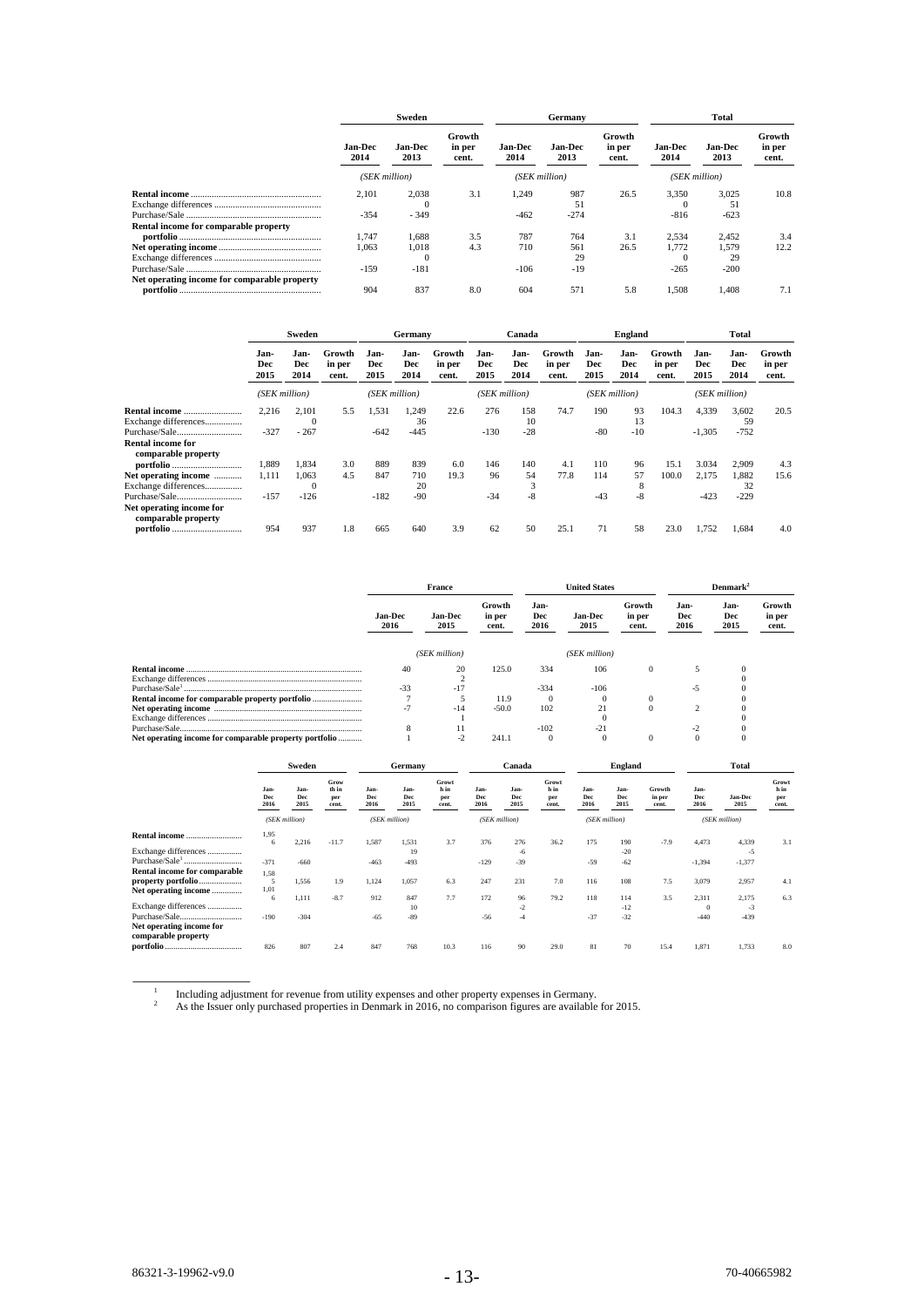| | Sweden | | | Germany | | | Total | | |
|---|---|---|---|---|---|---|---|---|---|
| | Jan-Dec 2014 | Jan-Dec 2013 | Growth in per cent. | Jan-Dec 2014 | Jan-Dec 2013 | Growth in per cent. | Jan-Dec 2014 | Jan-Dec 2013 | Growth in per cent. |
| | (SEK million) | | | (SEK million) | | | (SEK million) | | |
| **Rental income** | 2,101 | 2,038 | 3.1 | 1,249 | 987 | 26.5 | 3,350 | 3,025 | 10.8 |
| Exchange differences | | 0 | | | 51 | | 0 | 51 | |
| Purchase/Sale | -354 | - 349 | | -462 | -274 | | -816 | -623 | |
| **Rental income for comparable property portfolio** | 1,747 | 1,688 | 3.5 | 787 | 764 | 3.1 | 2,534 | 2,452 | 3.4 |
| **Net operating income** | 1,063 | 1,018 | 4.3 | 710 | 561 | 26.5 | 1,772 | 1,579 | 12.2 |
| Exchange differences | | 0 | | | 29 | | 0 | 29 | |
| Purchase/Sale | -159 | -181 | | -106 | -19 | | -265 | -200 | |
| **Net operating income for comparable property portfolio** | 904 | 837 | 8.0 | 604 | 571 | 5.8 | 1,508 | 1,408 | 7.1 |

| | Sweden | | | Germany | | | Canada | | | England | | | Total | | |
|---|---|---|---|---|---|---|---|---|---|---|---|---|---|---|---|
| | Jan-Dec 2015 | Jan-Dec 2014 | Growth in per cent. | Jan-Dec 2015 | Jan-Dec 2014 | Growth in per cent. | Jan-Dec 2015 | Jan-Dec 2014 | Growth in per cent. | Jan-Dec 2015 | Jan-Dec 2014 | Growth in per cent. | Jan-Dec 2015 | Jan-Dec 2014 | Growth in per cent. |
| | (SEK million) | | | (SEK million) | | | (SEK million) | | | (SEK million) | | | (SEK million) | | |
| **Rental income** | 2,216 | 2,101 | 5.5 | 1,531 | 1,249 | 22.6 | 276 | 158 | 74.7 | 190 | 93 | 104.3 | 4,339 | 3,602 | 20.5 |
| Exchange differences | | 0 | | | 36 | | | 10 | | | 13 | | | 59 | |
| Purchase/Sale | -327 | - 267 | | -642 | -445 | | -130 | -28 | | -80 | -10 | | -1,305 | -752 | |
| **Rental income for comparable property portfolio** | 1,889 | 1,834 | 3.0 | 889 | 839 | 6.0 | 146 | 140 | 4.1 | 110 | 96 | 15.1 | 3.034 | 2,909 | 4.3 |
| **Net operating income** | 1,111 | 1,063 | 4.5 | 847 | 710 | 19.3 | 96 | 54 | 77.8 | 114 | 57 | 100.0 | 2,175 | 1,882 | 15.6 |
| Exchange differences | | 0 | | | 20 | | | 3 | | | 8 | | | 32 | |
| Purchase/Sale | -157 | -126 | | -182 | -90 | | -34 | -8 | | -43 | -8 | | -423 | -229 | |
| **Net operating income for comparable property portfolio** | 954 | 937 | 1.8 | 665 | 640 | 3.9 | 62 | 50 | 25.1 | 71 | 58 | 23.0 | 1,752 | 1,684 | 4.0 |

| | France | | | United States | | | Denmark[2] | | |
|---|---|---|---|---|---|---|---|---|---|
| | Jan-Dec 2016 | Jan-Dec 2015 | Growth in per cent. | Jan-Dec 2016 | Jan-Dec 2015 | Growth in per cent. | Jan-Dec 2016 | Jan-Dec 2015 | Growth in per cent. |
| | | (SEK million) | | | (SEK million) | | | | |
| **Rental income** | 40 | 20 | 125.0 | 334 | 106 | 0 | 5 | 0 | |
| Exchange differences | | 2 | | | | | | 0 | |
| Purchase/Sale[1] | -33 | -17 | | -334 | -106 | | -5 | 0 | |
| **Rental income for comparable property portfolio** | 7 | 5 | 11.9 | 0 | 0 | 0 | | 0 | |
| **Net operating income** | -7 | -14 | -50.0 | 102 | 21 | 0 | 2 | 0 | |
| Exchange differences | | 1 | | | 0 | | | 0 | |
| Purchase/Sale | 8 | 11 | | -102 | -21 | | -2 | 0 | |
| **Net operating income for comparable property portfolio** | 1 | -2 | 241.1 | 0 | 0 | 0 | 0 | 0 | |

| | Sweden | | | Germany | | | Canada | | | England | | | Total | | |
|---|---|---|---|---|---|---|---|---|---|---|---|---|---|---|---|
| | Jan-Dec 2016 | Jan-Dec 2015 | Growth in per cent. | Jan-Dec 2016 | Jan-Dec 2015 | Growth in per cent. | Jan-Dec 2016 | Jan-Dec 2015 | Growth in per cent. | Jan-Dec 2016 | Jan-Dec 2015 | Growth in per cent. | Jan-Dec 2016 | Jan-Dec 2015 | Growth in per cent. |
| | (SEK million) | | | (SEK million) | | | (SEK million) | | | (SEK million) | | | (SEK million) | | |
| **Rental income** | 1,956 | 2,216 | -11.7 | 1,587 | 1,531 | 3.7 | 376 | 276 | 36.2 | 175 | 190 | -7.9 | 4,473 | 4,339 | 3.1 |
| Exchange differences | | | | | 19 | | | -6 | | | -20 | | | -5 | |
| Purchase/Sale[1] | -371 | -660 | | -463 | -493 | | -129 | -39 | | -59 | -62 | | -1,394 | -1,377 | |
| **Rental income for comparable property portfolio** | 1,585 | 1,556 | 1.9 | 1,124 | 1,057 | 6.3 | 247 | 231 | 7.0 | 116 | 108 | 7.5 | 3,079 | 2,957 | 4.1 |
| **Net operating income** | 1,016 | 1,111 | -8.7 | 912 | 847 | 7.7 | 172 | 96 | 79.2 | 118 | 114 | 3.5 | 2,311 | 2,175 | 6.3 |
| Exchange differences | | | | | 10 | | | -2 | | | -12 | | 0 | -3 | |
| Purchase/Sale | -190 | -304 | | -65 | -89 | | -56 | -4 | | -37 | -32 | | -440 | -439 | |
| **Net operating income for comparable property portfolio** | 826 | 807 | 2.4 | 847 | 768 | 10.3 | 116 | 90 | 29.0 | 81 | 70 | 15.4 | 1,871 | 1,733 | 8.0 |

[1] Including adjustment for revenue from utility expenses and other property expenses in Germany.

[2] As the Issuer only purchased properties in Denmark in 2016, no comparison figures are available for 2015.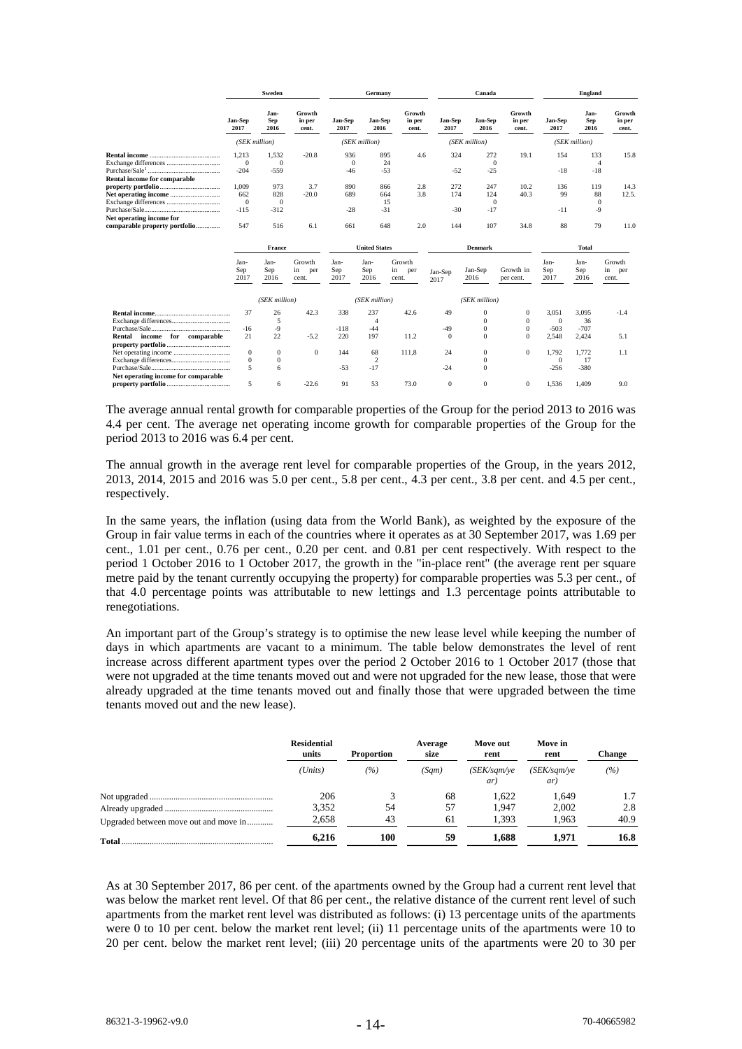| | Sweden | | | Germany | | | Canada | | | England | | |
|---|---|---|---|---|---|---|---|---|---|---|---|---|
| | Jan-Sep 2017 | Jan-Sep 2016 | Growth in per cent. | Jan-Sep 2017 | Jan-Sep 2016 | Growth in per cent. | Jan-Sep 2017 | Jan-Sep 2016 | Growth in per cent. | Jan-Sep 2017 | Jan-Sep 2016 | Growth in per cent. |
| | (SEK million) | | | (SEK million) | | | (SEK million) | | | (SEK million) | | |
| **Rental income** | 1,213 | 1,532 | -20.8 | 936 | 895 | 4.6 | 324 | 272 | 19.1 | 154 | 133 | 15.8 |
| Exchange differences | 0 | 0 | | 0 | 24 | | | 0 | | | 4 | |
| Purchase/Sale[1] | -204 | -559 | | -46 | -53 | | -52 | -25 | | -18 | -18 | |
| **Rental income for comparable property portfolio** | 1,009 | 973 | 3.7 | 890 | 866 | 2.8 | 272 | 247 | 10.2 | 136 | 119 | 14.3 |
| **Net operating income** | 662 | 828 | -20.0 | 689 | 664 | 3.8 | 174 | 124 | 40.3 | 99 | 88 | 12.5. |
| Exchange differences | 0 | 0 | | | 15 | | | 0 | | | 0 | |
| Purchase/Sale | -115 | -312 | | -28 | -31 | | -30 | -17 | | -11 | -9 | |
| **Net operating income for comparable property portfolio** | 547 | 516 | 6.1 | 661 | 648 | 2.0 | 144 | 107 | 34.8 | 88 | 79 | 11.0 |

| | France | | | United States | | | Denmark | | | Total | | |
|---|---|---|---|---|---|---|---|---|---|---|---|---|
| | Jan-Sep 2017 | Jan-Sep 2016 | Growth in per cent. | Jan-Sep 2017 | Jan-Sep 2016 | Growth in per cent. | Jan-Sep 2017 | Jan-Sep 2016 | Growth in per cent. | Jan-Sep 2017 | Jan-Sep 2016 | Growth in per cent. |
| | (SEK million) | | | (SEK million) | | | (SEK million) | | | | | |
| **Rental income** | 37 | 26 | 42.3 | 338 | 237 | 42.6 | 49 | 0 | 0 | 3,051 | 3,095 | -1.4 |
| Exchange differences | | 5 | | | 4 | | | 0 | 0 | 0 | 36 | |
| Purchase/Sale | -16 | -9 | | -118 | -44 | | -49 | 0 | 0 | -503 | -707 | |
| **Rental income for comparable property portfolio** | 21 | 22 | -5.2 | 220 | 197 | 11.2 | 0 | 0 | 0 | 2,548 | 2,424 | 5.1 |
| Net operating income | 0 | 0 | 0 | 144 | 68 | 111,8 | 24 | 0 | 0 | 1,792 | 1,772 | 1.1 |
| Exchange differences | 0 | 0 | | | 2 | | | 0 | | 0 | 17 | |
| Purchase/Sale | 5 | 6 | | -53 | -17 | | -24 | 0 | | -256 | -380 | |
| **Net operating income for comparable property portfolio** | 5 | 6 | -22.6 | 91 | 53 | 73.0 | 0 | 0 | 0 | 1,536 | 1,409 | 9.0 |

The average annual rental growth for comparable properties of the Group for the period 2013 to 2016 was 4.4 per cent. The average net operating income growth for comparable properties of the Group for the period 2013 to 2016 was 6.4 per cent.

The annual growth in the average rent level for comparable properties of the Group, in the years 2012, 2013, 2014, 2015 and 2016 was 5.0 per cent., 5.8 per cent., 4.3 per cent., 3.8 per cent. and 4.5 per cent., respectively.

In the same years, the inflation (using data from the World Bank), as weighted by the exposure of the Group in fair value terms in each of the countries where it operates as at 30 September 2017, was 1.69 per cent., 1.01 per cent., 0.76 per cent., 0.20 per cent. and 0.81 per cent respectively. With respect to the period 1 October 2016 to 1 October 2017, the growth in the "in-place rent" (the average rent per square metre paid by the tenant currently occupying the property) for comparable properties was 5.3 per cent., of that 4.0 percentage points was attributable to new lettings and 1.3 percentage points attributable to renegotiations.

An important part of the Group's strategy is to optimise the new lease level while keeping the number of days in which apartments are vacant to a minimum. The table below demonstrates the level of rent increase across different apartment types over the period 2 October 2016 to 1 October 2017 (those that were not upgraded at the time tenants moved out and were not upgraded for the new lease, those that were already upgraded at the time tenants moved out and finally those that were upgraded between the time tenants moved out and the new lease).

| | Residential units | Proportion | Average size | Move out rent | Move in rent | Change |
|---|---|---|---|---|---|---|
| | (Units) | (%) | (Sqm) | (SEK/sqm/year) | (SEK/sqm/year) | (%) |
| Not upgraded | 206 | 3 | 68 | 1,622 | 1,649 | 1.7 |
| Already upgraded | 3,352 | 54 | 57 | 1,947 | 2,002 | 2.8 |
| Upgraded between move out and move in | 2,658 | 43 | 61 | 1,393 | 1,963 | 40.9 |
| **Total** | **6,216** | **100** | **59** | **1,688** | **1,971** | **16.8** |

As at 30 September 2017, 86 per cent. of the apartments owned by the Group had a current rent level that was below the market rent level. Of that 86 per cent., the relative distance of the current rent level of such apartments from the market rent level was distributed as follows: (i) 13 percentage units of the apartments were 0 to 10 per cent. below the market rent level; (ii) 11 percentage units of the apartments were 10 to 20 per cent. below the market rent level; (iii) 20 percentage units of the apartments were 20 to 30 per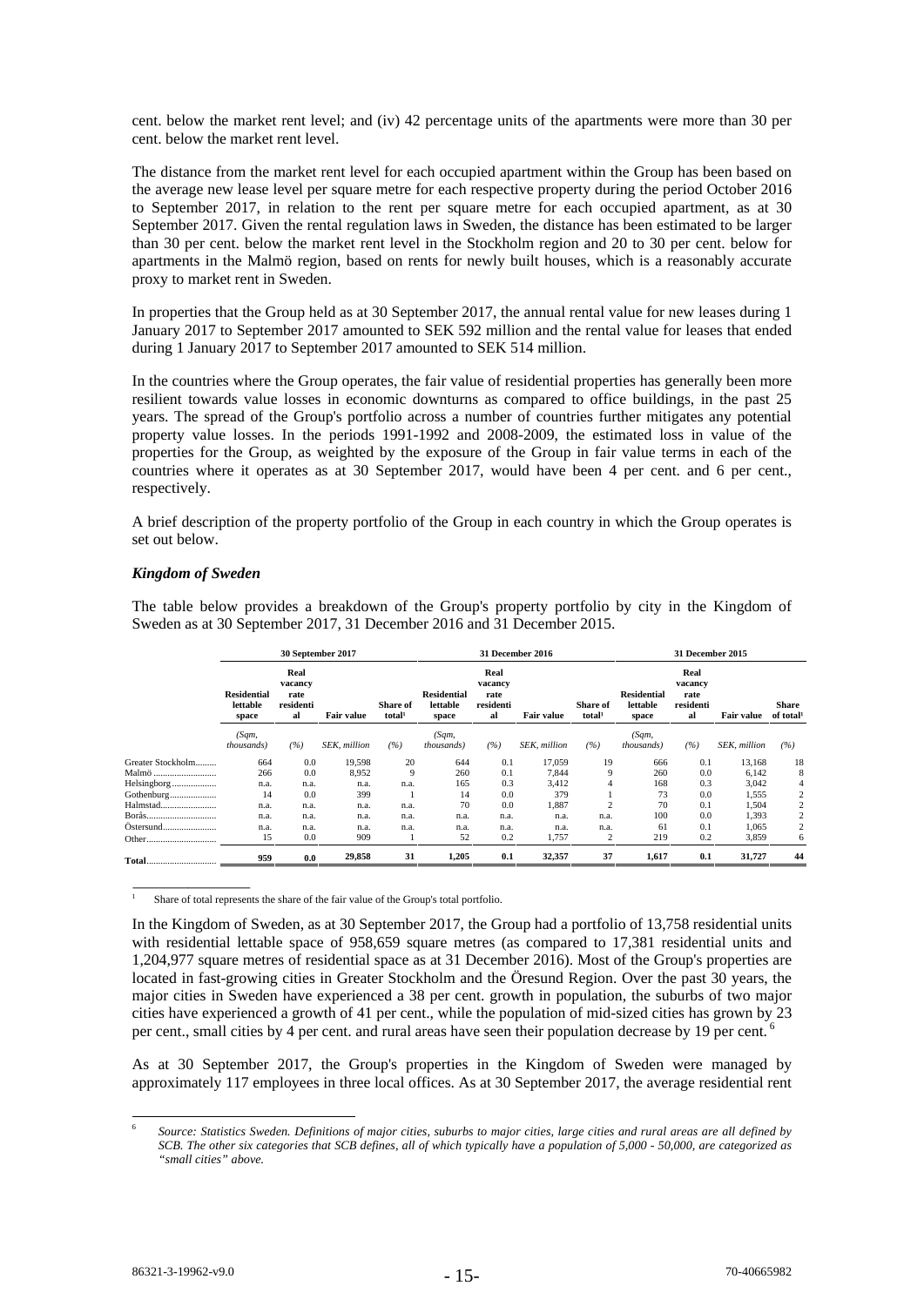cent. below the market rent level; and (iv) 42 percentage units of the apartments were more than 30 per cent. below the market rent level.

The distance from the market rent level for each occupied apartment within the Group has been based on the average new lease level per square metre for each respective property during the period October 2016 to September 2017, in relation to the rent per square metre for each occupied apartment, as at 30 September 2017. Given the rental regulation laws in Sweden, the distance has been estimated to be larger than 30 per cent. below the market rent level in the Stockholm region and 20 to 30 per cent. below for apartments in the Malmö region, based on rents for newly built houses, which is a reasonably accurate proxy to market rent in Sweden.

In properties that the Group held as at 30 September 2017, the annual rental value for new leases during 1 January 2017 to September 2017 amounted to SEK 592 million and the rental value for leases that ended during 1 January 2017 to September 2017 amounted to SEK 514 million.

In the countries where the Group operates, the fair value of residential properties has generally been more resilient towards value losses in economic downturns as compared to office buildings, in the past 25 years. The spread of the Group's portfolio across a number of countries further mitigates any potential property value losses. In the periods 1991-1992 and 2008-2009, the estimated loss in value of the properties for the Group, as weighted by the exposure of the Group in fair value terms in each of the countries where it operates as at 30 September 2017, would have been 4 per cent. and 6 per cent., respectively.

A brief description of the property portfolio of the Group in each country in which the Group operates is set out below.

***Kingdom of Sweden***

The table below provides a breakdown of the Group's property portfolio by city in the Kingdom of Sweden as at 30 September 2017, 31 December 2016 and 31 December 2015.

| | **30 September 2017** | | | | **31 December 2016** | | | | **31 December 2015** | | | |
|---|---|---|---|---|---|---|---|---|---|---|---|---|
| | **Residential lettable space** | **Real vacancy rate residential** | **Fair value** | **Share of total[1]** | **Residential lettable space** | **Real vacancy rate residential** | **Fair value** | **Share of total[1]** | **Residential lettable space** | **Real vacancy rate residential** | **Fair value** | **Share of total[1]** |
| | *(Sqm, thousands)* | *(%)* | *SEK, million* | *(%)* | *(Sqm, thousands)* | *(%)* | *SEK, million* | *(%)* | *(Sqm, thousands)* | *(%)* | *SEK, million* | *(%)* |
| Greater Stockholm | 664 | 0.0 | 19,598 | 20 | 644 | 0.1 | 17,059 | 19 | 666 | 0.1 | 13,168 | 18 |
| Malmö | 266 | 0.0 | 8,952 | 9 | 260 | 0.1 | 7,844 | 9 | 260 | 0.0 | 6,142 | 8 |
| Helsingborg | n.a. | n.a. | n.a. | n.a. | 165 | 0.3 | 3,412 | 4 | 168 | 0.3 | 3,042 | 4 |
| Gothenburg | 14 | 0.0 | 399 | 1 | 14 | 0.0 | 379 | 1 | 73 | 0.0 | 1,555 | 2 |
| Halmstad | n.a. | n.a. | n.a. | n.a. | 70 | 0.0 | 1,887 | 2 | 70 | 0.1 | 1,504 | 2 |
| Borås | n.a. | n.a. | n.a. | n.a. | n.a. | n.a. | n.a. | n.a. | 100 | 0.0 | 1,393 | 2 |
| Östersund | n.a. | n.a. | n.a. | n.a. | n.a. | n.a. | n.a. | n.a. | 61 | 0.1 | 1,065 | 2 |
| Other | 15 | 0.0 | 909 | 1 | 52 | 0.2 | 1,757 | 2 | 219 | 0.2 | 3,859 | 6 |
| **Total** | **959** | **0.0** | **29,858** | **31** | **1,205** | **0.1** | **32,357** | **37** | **1,617** | **0.1** | **31,727** | **44** |

[1] Share of total represents the share of the fair value of the Group's total portfolio.

In the Kingdom of Sweden, as at 30 September 2017, the Group had a portfolio of 13,758 residential units with residential lettable space of 958,659 square metres (as compared to 17,381 residential units and 1,204,977 square metres of residential space as at 31 December 2016). Most of the Group's properties are located in fast-growing cities in Greater Stockholm and the Öresund Region. Over the past 30 years, the major cities in Sweden have experienced a 38 per cent. growth in population, the suburbs of two major cities have experienced a growth of 41 per cent., while the population of mid-sized cities has grown by 23 per cent., small cities by 4 per cent. and rural areas have seen their population decrease by 19 per cent.[6]

As at 30 September 2017, the Group's properties in the Kingdom of Sweden were managed by approximately 117 employees in three local offices. As at 30 September 2017, the average residential rent

[6] *Source: Statistics Sweden. Definitions of major cities, suburbs to major cities, large cities and rural areas are all defined by SCB. The other six categories that SCB defines, all of which typically have a population of 5,000 - 50,000, are categorized as "small cities" above.*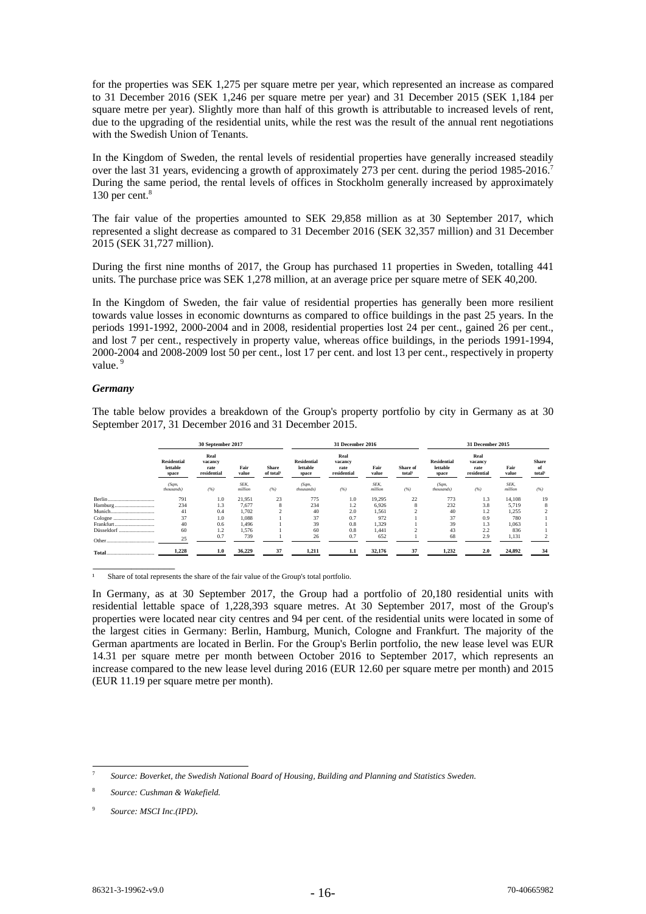for the properties was SEK 1,275 per square metre per year, which represented an increase as compared to 31 December 2016 (SEK 1,246 per square metre per year) and 31 December 2015 (SEK 1,184 per square metre per year). Slightly more than half of this growth is attributable to increased levels of rent, due to the upgrading of the residential units, while the rest was the result of the annual rent negotiations with the Swedish Union of Tenants.

In the Kingdom of Sweden, the rental levels of residential properties have generally increased steadily over the last 31 years, evidencing a growth of approximately 273 per cent. during the period 1985-2016.[7] During the same period, the rental levels of offices in Stockholm generally increased by approximately 130 per cent.[8]

The fair value of the properties amounted to SEK 29,858 million as at 30 September 2017, which represented a slight decrease as compared to 31 December 2016 (SEK 32,357 million) and 31 December 2015 (SEK 31,727 million).

During the first nine months of 2017, the Group has purchased 11 properties in Sweden, totalling 441 units. The purchase price was SEK 1,278 million, at an average price per square metre of SEK 40,200.

In the Kingdom of Sweden, the fair value of residential properties has generally been more resilient towards value losses in economic downturns as compared to office buildings in the past 25 years. In the periods 1991-1992, 2000-2004 and in 2008, residential properties lost 24 per cent., gained 26 per cent., and lost 7 per cent., respectively in property value, whereas office buildings, in the periods 1991-1994, 2000-2004 and 2008-2009 lost 50 per cent., lost 17 per cent. and lost 13 per cent., respectively in property value. [9]

### *Germany*

The table below provides a breakdown of the Group's property portfolio by city in Germany as at 30 September 2017, 31 December 2016 and 31 December 2015.

| | 30 September 2017 | | | | 31 December 2016 | | | | 31 December 2015 | | | |
|---|---|---|---|---|---|---|---|---|---|---|---|---|
| | Residential lettable space | Real vacancy rate residential | Fair value | Share of total[1] | Residential lettable space | Real vacancy rate residential | Fair value | Share of total[1] | Residential lettable space | Real vacancy rate residential | Fair value | Share of total[1] |
| | *(Sqm, thousands)* | *(%)* | *SEK, million* | *(%)* | *(Sqm, thousands)* | *(%)* | *SEK, million* | *(%)* | *(Sqm, thousands)* | *(%)* | *SEK, million* | *(%)* |
| Berlin | 791 | 1.0 | 21,951 | 23 | 775 | 1.0 | 19,295 | 22 | 773 | 1.3 | 14,108 | 19 |
| Hamburg | 234 | 1.3 | 7,677 | 8 | 234 | 1.2 | 6,926 | 8 | 232 | 3.8 | 5,719 | 8 |
| Munich | 41 | 0.4 | 1,702 | 2 | 40 | 2.0 | 1,561 | 2 | 40 | 1.2 | 1,255 | 2 |
| Cologne | 37 | 1.0 | 1,088 | 1 | 37 | 0.7 | 972 | 1 | 37 | 0.9 | 780 | 1 |
| Frankfurt | 40 | 0.6 | 1,496 | 1 | 39 | 0.8 | 1,329 | 1 | 39 | 1.3 | 1,063 | 1 |
| Düsseldorf | 60 | 1.2 | 1,576 | 1 | 60 | 0.8 | 1,441 | 2 | 43 | 2.2 | 836 | 1 |
| Other | 25 | 0.7 | 739 | 1 | 26 | 0.7 | 652 | 1 | 68 | 2.9 | 1,131 | 2 |
| **Total** | **1,228** | **1.0** | **36,229** | **37** | **1,211** | **1.1** | **32,176** | **37** | **1,232** | **2.0** | **24,892** | **34** |

[1] Share of total represents the share of the fair value of the Group's total portfolio.

In Germany, as at 30 September 2017, the Group had a portfolio of 20,180 residential units with residential lettable space of 1,228,393 square metres. At 30 September 2017, most of the Group's properties were located near city centres and 94 per cent. of the residential units were located in some of the largest cities in Germany: Berlin, Hamburg, Munich, Cologne and Frankfurt. The majority of the German apartments are located in Berlin. For the Group's Berlin portfolio, the new lease level was EUR 14.31 per square metre per month between October 2016 to September 2017, which represents an increase compared to the new lease level during 2016 (EUR 12.60 per square metre per month) and 2015 (EUR 11.19 per square metre per month).

---

[7] *Source: Boverket, the Swedish National Board of Housing, Building and Planning and Statistics Sweden.*

[8] *Source: Cushman & Wakefield.*

[9] *Source: MSCI Inc.(IPD).*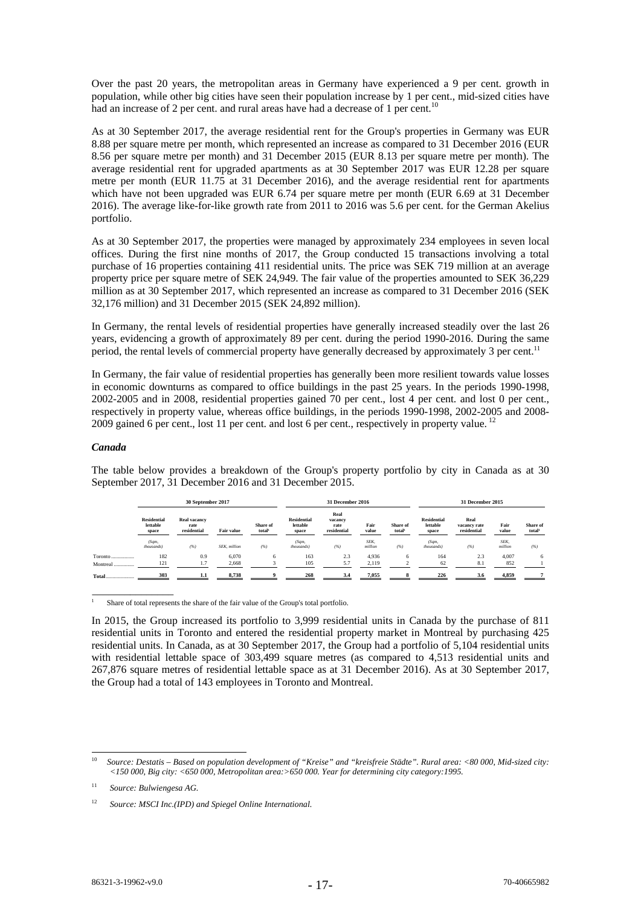Over the past 20 years, the metropolitan areas in Germany have experienced a 9 per cent. growth in population, while other big cities have seen their population increase by 1 per cent., mid-sized cities have had an increase of 2 per cent. and rural areas have had a decrease of 1 per cent.[10]

As at 30 September 2017, the average residential rent for the Group's properties in Germany was EUR 8.88 per square metre per month, which represented an increase as compared to 31 December 2016 (EUR 8.56 per square metre per month) and 31 December 2015 (EUR 8.13 per square metre per month). The average residential rent for upgraded apartments as at 30 September 2017 was EUR 12.28 per square metre per month (EUR 11.75 at 31 December 2016), and the average residential rent for apartments which have not been upgraded was EUR 6.74 per square metre per month (EUR 6.69 at 31 December 2016). The average like-for-like growth rate from 2011 to 2016 was 5.6 per cent. for the German Akelius portfolio.

As at 30 September 2017, the properties were managed by approximately 234 employees in seven local offices. During the first nine months of 2017, the Group conducted 15 transactions involving a total purchase of 16 properties containing 411 residential units. The price was SEK 719 million at an average property price per square metre of SEK 24,949. The fair value of the properties amounted to SEK 36,229 million as at 30 September 2017, which represented an increase as compared to 31 December 2016 (SEK 32,176 million) and 31 December 2015 (SEK 24,892 million).

In Germany, the rental levels of residential properties have generally increased steadily over the last 26 years, evidencing a growth of approximately 89 per cent. during the period 1990-2016. During the same period, the rental levels of commercial property have generally decreased by approximately 3 per cent.[11]

In Germany, the fair value of residential properties has generally been more resilient towards value losses in economic downturns as compared to office buildings in the past 25 years. In the periods 1990-1998, 2002-2005 and in 2008, residential properties gained 70 per cent., lost 4 per cent. and lost 0 per cent., respectively in property value, whereas office buildings, in the periods 1990-1998, 2002-2005 and 2008-2009 gained 6 per cent., lost 11 per cent. and lost 6 per cent., respectively in property value.[12]

### *Canada*

The table below provides a breakdown of the Group's property portfolio by city in Canada as at 30 September 2017, 31 December 2016 and 31 December 2015.

| | 30 September 2017 | | | | 31 December 2016 | | | | 31 December 2015 | | | |
|---|---|---|---|---|---|---|---|---|---|---|---|---|
| | Residential lettable space | Real vacancy rate residential | Fair value | Share of total[1] | Residential lettable space | Real vacancy rate residential | Fair value | Share of total[1] | Residential lettable space | Real vacancy rate residential | Fair value | Share of total[1] |
| | *(Sqm, thousands)* | *(%)* | *SEK, million* | *(%)* | *(Sqm, thousands)* | *(%)* | *SEK, million* | *(%)* | *(Sqm, thousands)* | *(%)* | *SEK, million* | *(%)* |
| Toronto | 182 | 0.9 | 6,070 | 6 | 163 | 2.3 | 4,936 | 6 | 164 | 2.3 | 4,007 | 6 |
| Montreal | 121 | 1.7 | 2,668 | 3 | 105 | 5.7 | 2,119 | 2 | 62 | 8.1 | 852 | 1 |
| **Total** | **303** | **1.1** | **8,738** | **9** | **268** | **3.4** | **7,055** | **8** | **226** | **3.6** | **4,859** | **7** |

[1] Share of total represents the share of the fair value of the Group's total portfolio.

In 2015, the Group increased its portfolio to 3,999 residential units in Canada by the purchase of 811 residential units in Toronto and entered the residential property market in Montreal by purchasing 425 residential units. In Canada, as at 30 September 2017, the Group had a portfolio of 5,104 residential units with residential lettable space of 303,499 square metres (as compared to 4,513 residential units and 267,876 square metres of residential lettable space as at 31 December 2016). As at 30 September 2017, the Group had a total of 143 employees in Toronto and Montreal.

---

[10] *Source: Destatis – Based on population development of "Kreise" and "kreisfreie Städte". Rural area: <80 000, Mid-sized city: <150 000, Big city: <650 000, Metropolitan area:>650 000. Year for determining city category:1995.*

[11] *Source: Bulwiengesa AG.*

[12] *Source: MSCI Inc.(IPD) and Spiegel Online International.*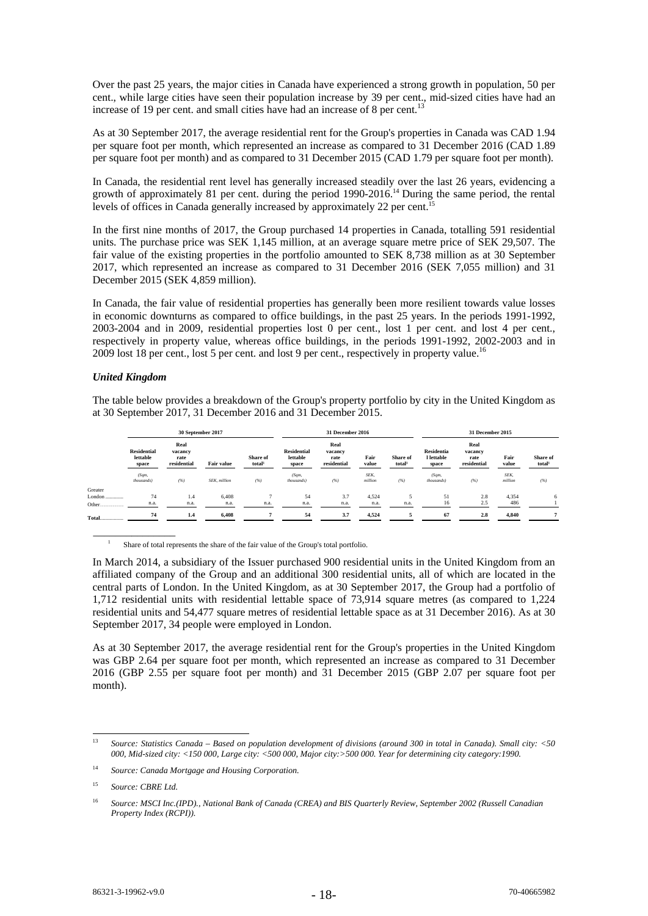Over the past 25 years, the major cities in Canada have experienced a strong growth in population, 50 per cent., while large cities have seen their population increase by 39 per cent., mid-sized cities have had an increase of 19 per cent. and small cities have had an increase of 8 per cent.[13]

As at 30 September 2017, the average residential rent for the Group's properties in Canada was CAD 1.94 per square foot per month, which represented an increase as compared to 31 December 2016 (CAD 1.89 per square foot per month) and as compared to 31 December 2015 (CAD 1.79 per square foot per month).

In Canada, the residential rent level has generally increased steadily over the last 26 years, evidencing a growth of approximately 81 per cent. during the period 1990-2016.[14] During the same period, the rental levels of offices in Canada generally increased by approximately 22 per cent.[15]

In the first nine months of 2017, the Group purchased 14 properties in Canada, totalling 591 residential units. The purchase price was SEK 1,145 million, at an average square metre price of SEK 29,507. The fair value of the existing properties in the portfolio amounted to SEK 8,738 million as at 30 September 2017, which represented an increase as compared to 31 December 2016 (SEK 7,055 million) and 31 December 2015 (SEK 4,859 million).

In Canada, the fair value of residential properties has generally been more resilient towards value losses in economic downturns as compared to office buildings, in the past 25 years. In the periods 1991-1992, 2003-2004 and in 2009, residential properties lost 0 per cent., lost 1 per cent. and lost 4 per cent., respectively in property value, whereas office buildings, in the periods 1991-1992, 2002-2003 and in 2009 lost 18 per cent., lost 5 per cent. and lost 9 per cent., respectively in property value.[16]

### *United Kingdom*

The table below provides a breakdown of the Group's property portfolio by city in the United Kingdom as at 30 September 2017, 31 December 2016 and 31 December 2015.

| | 30 September 2017 | | | | 31 December 2016 | | | | 31 December 2015 | | | |
|---|---|---|---|---|---|---|---|---|---|---|---|---|
| | Residential lettable space | Real vacancy rate residential | Fair value | Share of total[1] | Residential lettable space | Real vacancy rate residential | Fair value | Share of total[1] | Residentia l lettable space | Real vacancy rate residential | Fair value | Share of total[1] |
| | *(Sqm, thousands)* | *(%)* | *SEK, million* | *(%)* | *(Sqm, thousands)* | *(%)* | *SEK, million* | *(%)* | *(Sqm, thousands)* | *(%)* | *SEK, million* | *(%)* |
| Greater London | 74 | 1.4 | 6,408 | 7 | 54 | 3.7 | 4,524 | 5 | 51 | 2.8 | 4,354 | 6 |
| Other | n.a. | n.a. | n.a. | n.a. | n.a. | n.a. | n.a. | n.a. | 16 | 2.5 | 486 | 1 |
| **Total** | **74** | **1.4** | **6,408** | **7** | **54** | **3.7** | **4,524** | **5** | **67** | **2.8** | **4,840** | **7** |

[1] Share of total represents the share of the fair value of the Group's total portfolio.

In March 2014, a subsidiary of the Issuer purchased 900 residential units in the United Kingdom from an affiliated company of the Group and an additional 300 residential units, all of which are located in the central parts of London. In the United Kingdom, as at 30 September 2017, the Group had a portfolio of 1,712 residential units with residential lettable space of 73,914 square metres (as compared to 1,224 residential units and 54,477 square metres of residential lettable space as at 31 December 2016). As at 30 September 2017, 34 people were employed in London.

As at 30 September 2017, the average residential rent for the Group's properties in the United Kingdom was GBP 2.64 per square foot per month, which represented an increase as compared to 31 December 2016 (GBP 2.55 per square foot per month) and 31 December 2015 (GBP 2.07 per square foot per month).

[13] *Source: Statistics Canada – Based on population development of divisions (around 300 in total in Canada). Small city: <50 000, Mid-sized city: <150 000, Large city: <500 000, Major city:>500 000. Year for determining city category:1990.*

[14] *Source: Canada Mortgage and Housing Corporation.*

[15] *Source: CBRE Ltd.*

[16] *Source: MSCI Inc.(IPD)., National Bank of Canada (CREA) and BIS Quarterly Review, September 2002 (Russell Canadian Property Index (RCPI)).*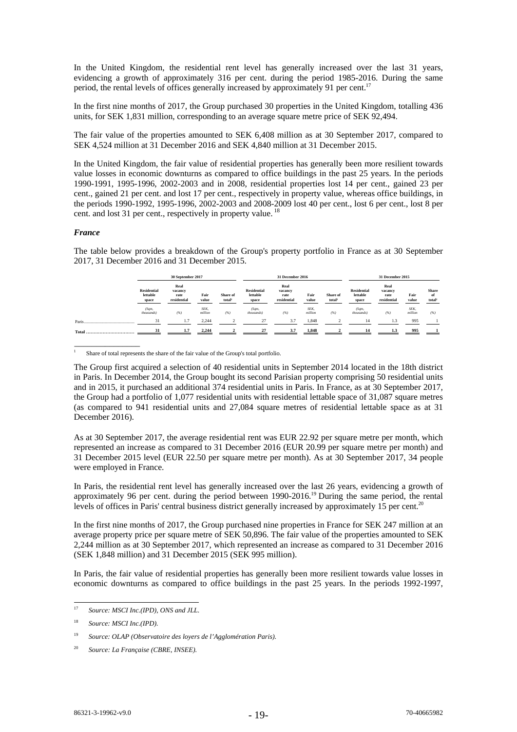In the United Kingdom, the residential rent level has generally increased over the last 31 years, evidencing a growth of approximately 316 per cent. during the period 1985-2016. During the same period, the rental levels of offices generally increased by approximately 91 per cent.[17]

In the first nine months of 2017, the Group purchased 30 properties in the United Kingdom, totalling 436 units, for SEK 1,831 million, corresponding to an average square metre price of SEK 92,494.

The fair value of the properties amounted to SEK 6,408 million as at 30 September 2017, compared to SEK 4,524 million at 31 December 2016 and SEK 4,840 million at 31 December 2015.

In the United Kingdom, the fair value of residential properties has generally been more resilient towards value losses in economic downturns as compared to office buildings in the past 25 years. In the periods 1990-1991, 1995-1996, 2002-2003 and in 2008, residential properties lost 14 per cent., gained 23 per cent., gained 21 per cent and lost 17 per cent., respectively in property value, whereas office buildings, in the periods 1990-1992, 1995-1996, 2002-2003 and 2008-2009 lost 40 per cent., lost 6 per cent., lost 8 per cent. and lost 31 per cent., respectively in property value.[18]

### *France*

The table below provides a breakdown of the Group's property portfolio in France as at 30 September 2017, 31 December 2016 and 31 December 2015.

| | 30 September 2017 | | | | 31 December 2016 | | | | 31 December 2015 | | | |
|---|---|---|---|---|---|---|---|---|---|---|---|---|
| | Residential lettable space | Real vacancy rate residential | Fair value | Share of total[1] | Residential lettable space | Real vacancy rate residential | Fair value | Share of total[1] | Residential lettable space | Real vacancy rate residential | Fair value | Share of total[1] |
| | *(Sqm, thousands)* | *(%)* | *SEK, million* | *(%)* | *(Sqm, thousands)* | *(%)* | *SEK, million* | *(%)* | *(Sqm, thousands)* | *(%)* | *SEK, million* | *(%)* |
| Paris | 31 | 1.7 | 2,244 | 2 | 27 | 3.7 | 1,848 | 2 | 14 | 1.3 | 995 | 1 |
| **Total** | **31** | **1.7** | **2,244** | **2** | **27** | **3.7** | **1,848** | **2** | **14** | **1.3** | **995** | **1** |

[1] Share of total represents the share of the fair value of the Group's total portfolio.

The Group first acquired a selection of 40 residential units in September 2014 located in the 18th district in Paris. In December 2014, the Group bought its second Parisian property comprising 50 residential units and in 2015, it purchased an additional 374 residential units in Paris. In France, as at 30 September 2017, the Group had a portfolio of 1,077 residential units with residential lettable space of 31,087 square metres (as compared to 941 residential units and 27,084 square metres of residential lettable space as at 31 December 2016).

As at 30 September 2017, the average residential rent was EUR 22.92 per square metre per month, which represented an increase as compared to 31 December 2016 (EUR 20.99 per square metre per month) and 31 December 2015 level (EUR 22.50 per square metre per month). As at 30 September 2017, 34 people were employed in France.

In Paris, the residential rent level has generally increased over the last 26 years, evidencing a growth of approximately 96 per cent. during the period between 1990-2016.[19] During the same period, the rental levels of offices in Paris' central business district generally increased by approximately 15 per cent.[20]

In the first nine months of 2017, the Group purchased nine properties in France for SEK 247 million at an average property price per square metre of SEK 50,896. The fair value of the properties amounted to SEK 2,244 million as at 30 September 2017, which represented an increase as compared to 31 December 2016 (SEK 1,848 million) and 31 December 2015 (SEK 995 million).

In Paris, the fair value of residential properties has generally been more resilient towards value losses in economic downturns as compared to office buildings in the past 25 years. In the periods 1992-1997,

[17] *Source: MSCI Inc.(IPD), ONS and JLL.*

[18] *Source: MSCI Inc.(IPD).*

[19] *Source: OLAP (Observatoire des loyers de l'Agglomération Paris).*

[20] *Source: La Française (CBRE, INSEE).*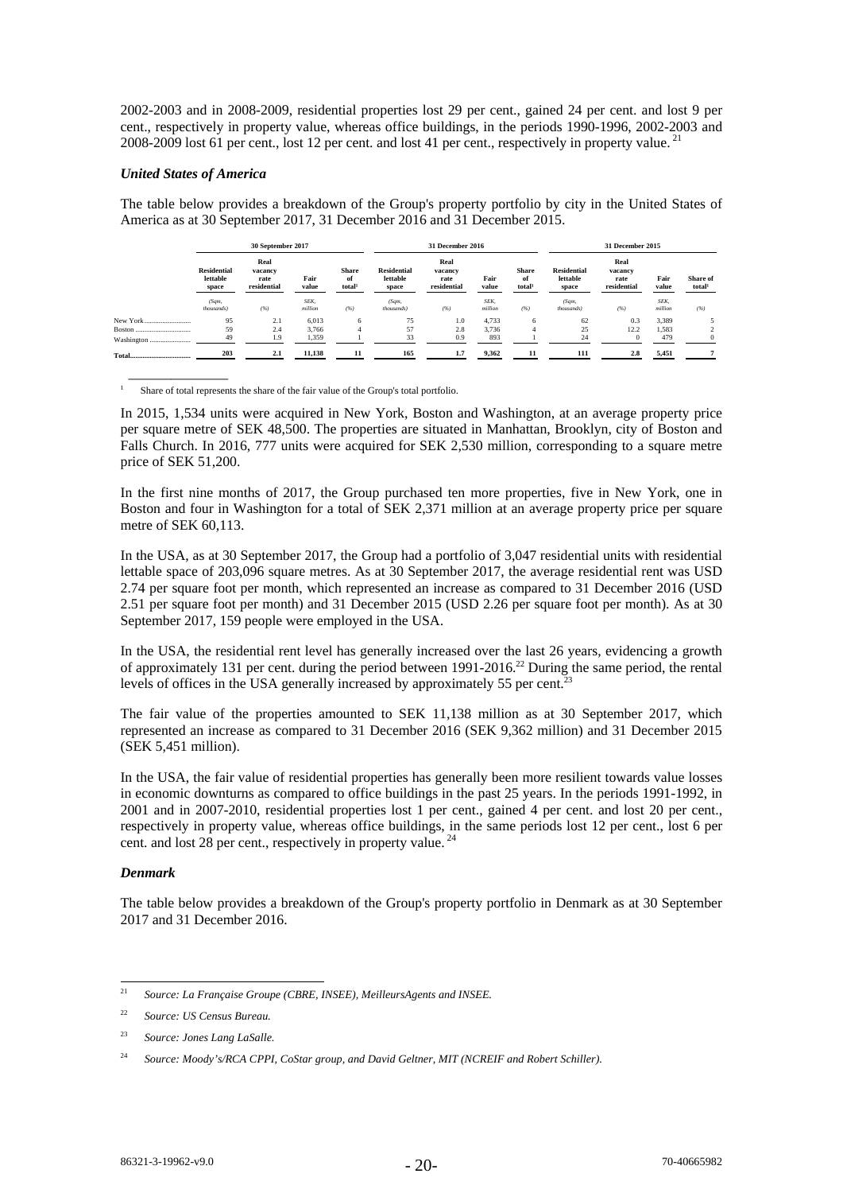2002-2003 and in 2008-2009, residential properties lost 29 per cent., gained 24 per cent. and lost 9 per cent., respectively in property value, whereas office buildings, in the periods 1990-1996, 2002-2003 and 2008-2009 lost 61 per cent., lost 12 per cent. and lost 41 per cent., respectively in property value.[21]

### *United States of America*

The table below provides a breakdown of the Group's property portfolio by city in the United States of America as at 30 September 2017, 31 December 2016 and 31 December 2015.

| | 30 September 2017 | | | | 31 December 2016 | | | | 31 December 2015 | | | |
|---|---|---|---|---|---|---|---|---|---|---|---|---|
| | Residential lettable space | Real vacancy rate residential | Fair value | Share of total[1] | Residential lettable space | Real vacancy rate residential | Fair value | Share of total[1] | Residential lettable space | Real vacancy rate residential | Fair value | Share of total[1] |
| | *(Sqm, thousands)* | *(%)* | *SEK, million* | *(%)* | *(Sqm, thousands)* | *(%)* | *SEK, million* | *(%)* | *(Sqm, thousands)* | *(%)* | *SEK, million* | *(%)* |
| New York | 95 | 2.1 | 6,013 | 6 | 75 | 1.0 | 4,733 | 6 | 62 | 0.3 | 3,389 | 5 |
| Boston | 59 | 2.4 | 3,766 | 4 | 57 | 2.8 | 3,736 | 4 | 25 | 12.2 | 1,583 | 2 |
| Washington | 49 | 1.9 | 1,359 | 1 | 33 | 0.9 | 893 | 1 | 24 | 0 | 479 | 0 |
| **Total** | **203** | **2.1** | **11,138** | **11** | **165** | **1.7** | **9,362** | **11** | **111** | **2.8** | **5,451** | **7** |

[1] Share of total represents the share of the fair value of the Group's total portfolio.

In 2015, 1,534 units were acquired in New York, Boston and Washington, at an average property price per square metre of SEK 48,500. The properties are situated in Manhattan, Brooklyn, city of Boston and Falls Church. In 2016, 777 units were acquired for SEK 2,530 million, corresponding to a square metre price of SEK 51,200.

In the first nine months of 2017, the Group purchased ten more properties, five in New York, one in Boston and four in Washington for a total of SEK 2,371 million at an average property price per square metre of SEK 60,113.

In the USA, as at 30 September 2017, the Group had a portfolio of 3,047 residential units with residential lettable space of 203,096 square metres. As at 30 September 2017, the average residential rent was USD 2.74 per square foot per month, which represented an increase as compared to 31 December 2016 (USD 2.51 per square foot per month) and 31 December 2015 (USD 2.26 per square foot per month). As at 30 September 2017, 159 people were employed in the USA.

In the USA, the residential rent level has generally increased over the last 26 years, evidencing a growth of approximately 131 per cent. during the period between 1991-2016.[22] During the same period, the rental levels of offices in the USA generally increased by approximately 55 per cent.[23]

The fair value of the properties amounted to SEK 11,138 million as at 30 September 2017, which represented an increase as compared to 31 December 2016 (SEK 9,362 million) and 31 December 2015 (SEK 5,451 million).

In the USA, the fair value of residential properties has generally been more resilient towards value losses in economic downturns as compared to office buildings in the past 25 years. In the periods 1991-1992, in 2001 and in 2007-2010, residential properties lost 1 per cent., gained 4 per cent. and lost 20 per cent., respectively in property value, whereas office buildings, in the same periods lost 12 per cent., lost 6 per cent. and lost 28 per cent., respectively in property value.[24]

### *Denmark*

The table below provides a breakdown of the Group's property portfolio in Denmark as at 30 September 2017 and 31 December 2016.

[21] *Source: La Française Groupe (CBRE, INSEE), MeilleursAgents and INSEE.*

[22] *Source: US Census Bureau.*

[23] *Source: Jones Lang LaSalle.*

[24] *Source: Moody's/RCA CPPI, CoStar group, and David Geltner, MIT (NCREIF and Robert Schiller).*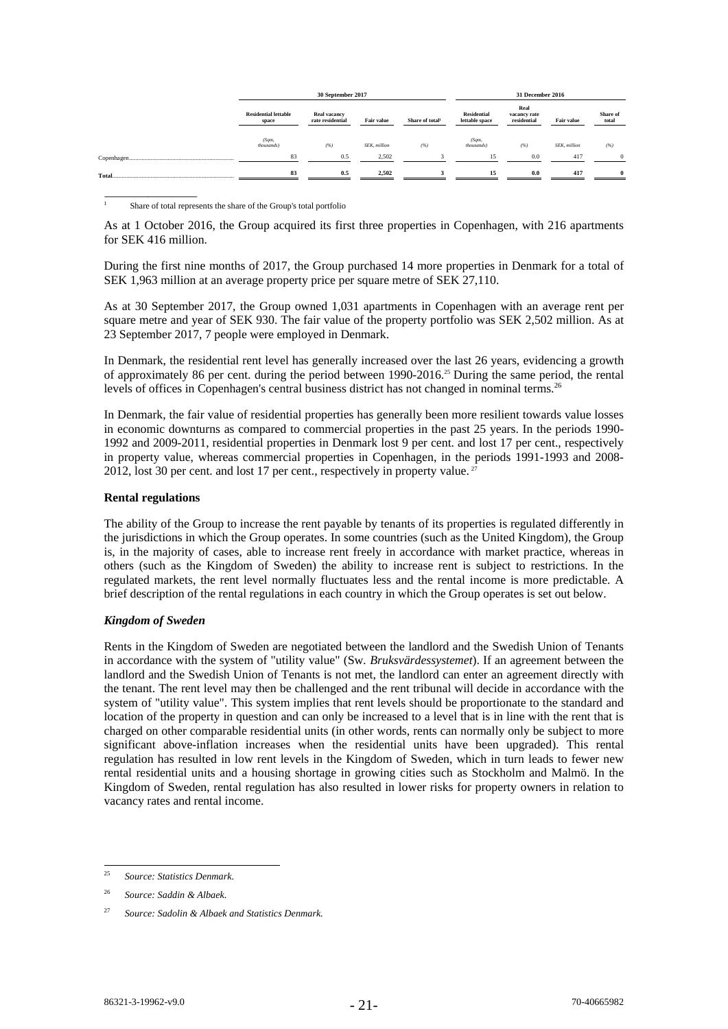| | 30 September 2017 | | | | 31 December 2016 | | | |
|---|---|---|---|---|---|---|---|---|
| | Residential lettable space | Real vacancy rate residential | Fair value | Share of total[1] | Residential lettable space | Real vacancy rate residential | Fair value | Share of total |
| | (Sqm, thousands) | (%) | SEK, million | (%) | (Sqm, thousands) | (%) | SEK, million | (%) |
| Copenhagen | 83 | 0.5 | 2,502 | 3 | 15 | 0.0 | 417 | 0 |
| **Total** | **83** | **0.5** | **2,502** | **3** | **15** | **0.0** | **417** | **0** |

[1] Share of total represents the share of the Group's total portfolio

As at 1 October 2016, the Group acquired its first three properties in Copenhagen, with 216 apartments for SEK 416 million.

During the first nine months of 2017, the Group purchased 14 more properties in Denmark for a total of SEK 1,963 million at an average property price per square metre of SEK 27,110.

As at 30 September 2017, the Group owned 1,031 apartments in Copenhagen with an average rent per square metre and year of SEK 930. The fair value of the property portfolio was SEK 2,502 million. As at 23 September 2017, 7 people were employed in Denmark.

In Denmark, the residential rent level has generally increased over the last 26 years, evidencing a growth of approximately 86 per cent. during the period between 1990-2016.[25] During the same period, the rental levels of offices in Copenhagen's central business district has not changed in nominal terms.[26]

In Denmark, the fair value of residential properties has generally been more resilient towards value losses in economic downturns as compared to commercial properties in the past 25 years. In the periods 1990-1992 and 2009-2011, residential properties in Denmark lost 9 per cent. and lost 17 per cent., respectively in property value, whereas commercial properties in Copenhagen, in the periods 1991-1993 and 2008-2012, lost 30 per cent. and lost 17 per cent., respectively in property value.[27]

**Rental regulations**

The ability of the Group to increase the rent payable by tenants of its properties is regulated differently in the jurisdictions in which the Group operates. In some countries (such as the United Kingdom), the Group is, in the majority of cases, able to increase rent freely in accordance with market practice, whereas in others (such as the Kingdom of Sweden) the ability to increase rent is subject to restrictions. In the regulated markets, the rent level normally fluctuates less and the rental income is more predictable. A brief description of the rental regulations in each country in which the Group operates is set out below.

***Kingdom of Sweden***

Rents in the Kingdom of Sweden are negotiated between the landlord and the Swedish Union of Tenants in accordance with the system of "utility value" (Sw. *Bruksvärdessystemet*). If an agreement between the landlord and the Swedish Union of Tenants is not met, the landlord can enter an agreement directly with the tenant. The rent level may then be challenged and the rent tribunal will decide in accordance with the system of "utility value". This system implies that rent levels should be proportionate to the standard and location of the property in question and can only be increased to a level that is in line with the rent that is charged on other comparable residential units (in other words, rents can normally only be subject to more significant above-inflation increases when the residential units have been upgraded). This rental regulation has resulted in low rent levels in the Kingdom of Sweden, which in turn leads to fewer new rental residential units and a housing shortage in growing cities such as Stockholm and Malmö. In the Kingdom of Sweden, rental regulation has also resulted in lower risks for property owners in relation to vacancy rates and rental income.

[25] *Source: Statistics Denmark.*

[26] *Source: Saddin & Albaek.*

[27] *Source: Sadolin & Albaek and Statistics Denmark.*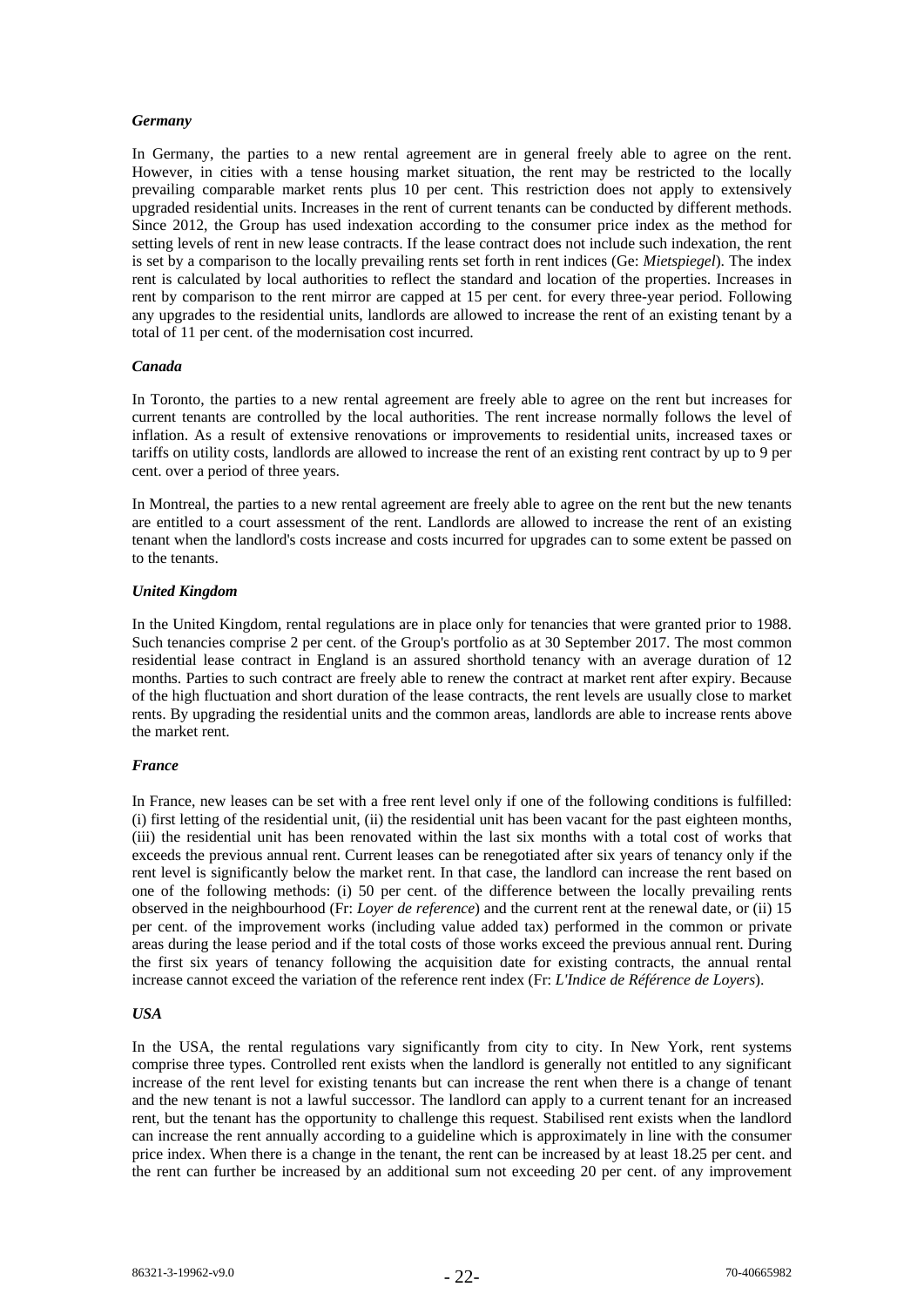### *Germany*

In Germany, the parties to a new rental agreement are in general freely able to agree on the rent. However, in cities with a tense housing market situation, the rent may be restricted to the locally prevailing comparable market rents plus 10 per cent. This restriction does not apply to extensively upgraded residential units. Increases in the rent of current tenants can be conducted by different methods. Since 2012, the Group has used indexation according to the consumer price index as the method for setting levels of rent in new lease contracts. If the lease contract does not include such indexation, the rent is set by a comparison to the locally prevailing rents set forth in rent indices (Ge: *Mietspiegel*). The index rent is calculated by local authorities to reflect the standard and location of the properties. Increases in rent by comparison to the rent mirror are capped at 15 per cent. for every three-year period. Following any upgrades to the residential units, landlords are allowed to increase the rent of an existing tenant by a total of 11 per cent. of the modernisation cost incurred.

### *Canada*

In Toronto, the parties to a new rental agreement are freely able to agree on the rent but increases for current tenants are controlled by the local authorities. The rent increase normally follows the level of inflation. As a result of extensive renovations or improvements to residential units, increased taxes or tariffs on utility costs, landlords are allowed to increase the rent of an existing rent contract by up to 9 per cent. over a period of three years.

In Montreal, the parties to a new rental agreement are freely able to agree on the rent but the new tenants are entitled to a court assessment of the rent. Landlords are allowed to increase the rent of an existing tenant when the landlord's costs increase and costs incurred for upgrades can to some extent be passed on to the tenants.

### *United Kingdom*

In the United Kingdom, rental regulations are in place only for tenancies that were granted prior to 1988. Such tenancies comprise 2 per cent. of the Group's portfolio as at 30 September 2017. The most common residential lease contract in England is an assured shorthold tenancy with an average duration of 12 months. Parties to such contract are freely able to renew the contract at market rent after expiry. Because of the high fluctuation and short duration of the lease contracts, the rent levels are usually close to market rents. By upgrading the residential units and the common areas, landlords are able to increase rents above the market rent.

### *France*

In France, new leases can be set with a free rent level only if one of the following conditions is fulfilled: (i) first letting of the residential unit, (ii) the residential unit has been vacant for the past eighteen months, (iii) the residential unit has been renovated within the last six months with a total cost of works that exceeds the previous annual rent. Current leases can be renegotiated after six years of tenancy only if the rent level is significantly below the market rent. In that case, the landlord can increase the rent based on one of the following methods: (i) 50 per cent. of the difference between the locally prevailing rents observed in the neighbourhood (Fr: *Loyer de reference*) and the current rent at the renewal date, or (ii) 15 per cent. of the improvement works (including value added tax) performed in the common or private areas during the lease period and if the total costs of those works exceed the previous annual rent. During the first six years of tenancy following the acquisition date for existing contracts, the annual rental increase cannot exceed the variation of the reference rent index (Fr: *L'Indice de Référence de Loyers*).

### *USA*

In the USA, the rental regulations vary significantly from city to city. In New York, rent systems comprise three types. Controlled rent exists when the landlord is generally not entitled to any significant increase of the rent level for existing tenants but can increase the rent when there is a change of tenant and the new tenant is not a lawful successor. The landlord can apply to a current tenant for an increased rent, but the tenant has the opportunity to challenge this request. Stabilised rent exists when the landlord can increase the rent annually according to a guideline which is approximately in line with the consumer price index. When there is a change in the tenant, the rent can be increased by at least 18.25 per cent. and the rent can further be increased by an additional sum not exceeding 20 per cent. of any improvement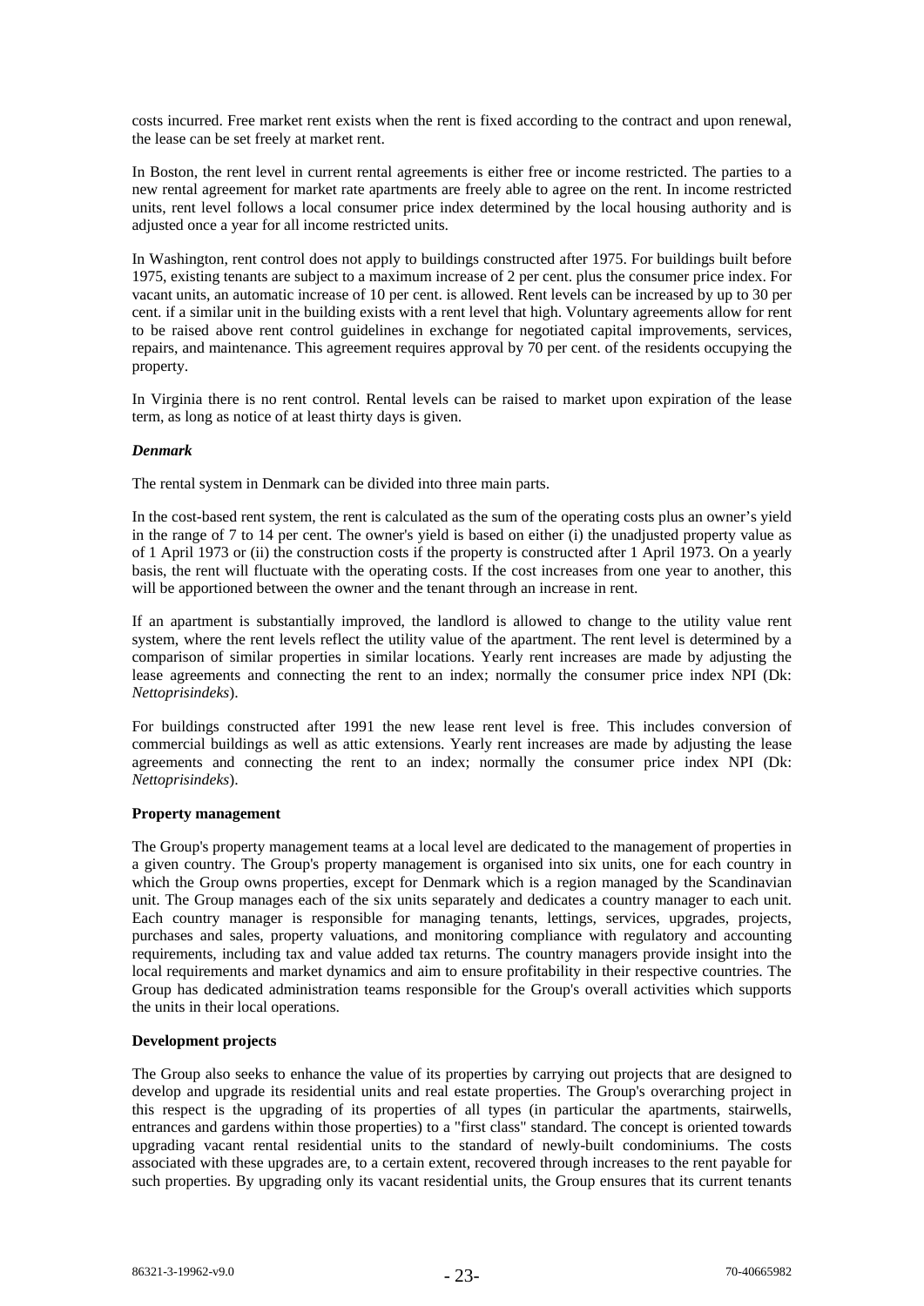costs incurred. Free market rent exists when the rent is fixed according to the contract and upon renewal, the lease can be set freely at market rent.

In Boston, the rent level in current rental agreements is either free or income restricted. The parties to a new rental agreement for market rate apartments are freely able to agree on the rent. In income restricted units, rent level follows a local consumer price index determined by the local housing authority and is adjusted once a year for all income restricted units.

In Washington, rent control does not apply to buildings constructed after 1975. For buildings built before 1975, existing tenants are subject to a maximum increase of 2 per cent. plus the consumer price index. For vacant units, an automatic increase of 10 per cent. is allowed. Rent levels can be increased by up to 30 per cent. if a similar unit in the building exists with a rent level that high. Voluntary agreements allow for rent to be raised above rent control guidelines in exchange for negotiated capital improvements, services, repairs, and maintenance. This agreement requires approval by 70 per cent. of the residents occupying the property.

In Virginia there is no rent control. Rental levels can be raised to market upon expiration of the lease term, as long as notice of at least thirty days is given.

***Denmark***

The rental system in Denmark can be divided into three main parts.

In the cost-based rent system, the rent is calculated as the sum of the operating costs plus an owner's yield in the range of 7 to 14 per cent. The owner's yield is based on either (i) the unadjusted property value as of 1 April 1973 or (ii) the construction costs if the property is constructed after 1 April 1973. On a yearly basis, the rent will fluctuate with the operating costs. If the cost increases from one year to another, this will be apportioned between the owner and the tenant through an increase in rent.

If an apartment is substantially improved, the landlord is allowed to change to the utility value rent system, where the rent levels reflect the utility value of the apartment. The rent level is determined by a comparison of similar properties in similar locations. Yearly rent increases are made by adjusting the lease agreements and connecting the rent to an index; normally the consumer price index NPI (Dk: *Nettoprisindeks*).

For buildings constructed after 1991 the new lease rent level is free. This includes conversion of commercial buildings as well as attic extensions. Yearly rent increases are made by adjusting the lease agreements and connecting the rent to an index; normally the consumer price index NPI (Dk: *Nettoprisindeks*).

**Property management**

The Group's property management teams at a local level are dedicated to the management of properties in a given country. The Group's property management is organised into six units, one for each country in which the Group owns properties, except for Denmark which is a region managed by the Scandinavian unit. The Group manages each of the six units separately and dedicates a country manager to each unit. Each country manager is responsible for managing tenants, lettings, services, upgrades, projects, purchases and sales, property valuations, and monitoring compliance with regulatory and accounting requirements, including tax and value added tax returns. The country managers provide insight into the local requirements and market dynamics and aim to ensure profitability in their respective countries. The Group has dedicated administration teams responsible for the Group's overall activities which supports the units in their local operations.

**Development projects**

The Group also seeks to enhance the value of its properties by carrying out projects that are designed to develop and upgrade its residential units and real estate properties. The Group's overarching project in this respect is the upgrading of its properties of all types (in particular the apartments, stairwells, entrances and gardens within those properties) to a "first class" standard. The concept is oriented towards upgrading vacant rental residential units to the standard of newly-built condominiums. The costs associated with these upgrades are, to a certain extent, recovered through increases to the rent payable for such properties. By upgrading only its vacant residential units, the Group ensures that its current tenants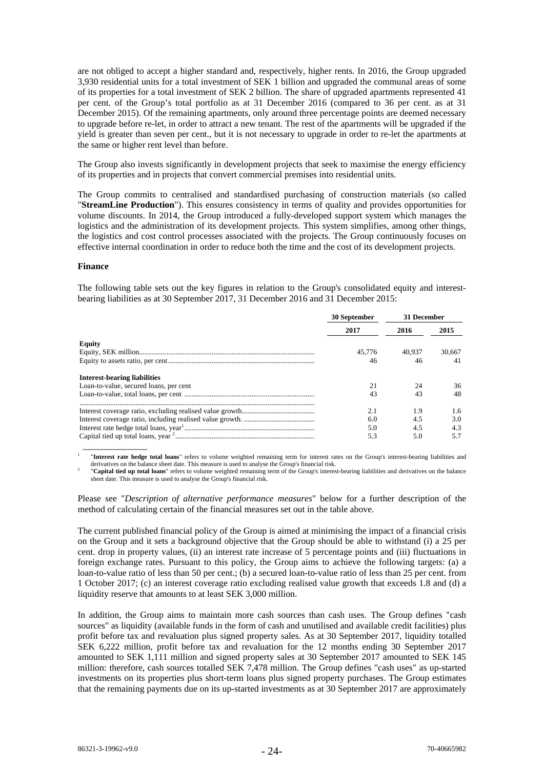are not obliged to accept a higher standard and, respectively, higher rents. In 2016, the Group upgraded 3,930 residential units for a total investment of SEK 1 billion and upgraded the communal areas of some of its properties for a total investment of SEK 2 billion. The share of upgraded apartments represented 41 per cent. of the Group's total portfolio as at 31 December 2016 (compared to 36 per cent. as at 31 December 2015). Of the remaining apartments, only around three percentage points are deemed necessary to upgrade before re-let, in order to attract a new tenant. The rest of the apartments will be upgraded if the yield is greater than seven per cent., but it is not necessary to upgrade in order to re-let the apartments at the same or higher rent level than before.

The Group also invests significantly in development projects that seek to maximise the energy efficiency of its properties and in projects that convert commercial premises into residential units.

The Group commits to centralised and standardised purchasing of construction materials (so called "**StreamLine Production**"). This ensures consistency in terms of quality and provides opportunities for volume discounts. In 2014, the Group introduced a fully-developed support system which manages the logistics and the administration of its development projects. This system simplifies, among other things, the logistics and cost control processes associated with the projects. The Group continuously focuses on effective internal coordination in order to reduce both the time and the cost of its development projects.

**Finance**

The following table sets out the key figures in relation to the Group's consolidated equity and interest-bearing liabilities as at 30 September 2017, 31 December 2016 and 31 December 2015:

| | 30 September | 31 December | |
|---|---|---|---|
| | 2017 | 2016 | 2015 |
| **Equity** | | | |
| Equity, SEK million | 45,776 | 40,937 | 30,667 |
| Equity to assets ratio, per cent | 46 | 46 | 41 |
| **Interest-bearing liabilities** | | | |
| Loan-to-value, secured loans, per cent | 21 | 24 | 36 |
| Loan-to-value, total loans, per cent | 43 | 43 | 48 |
| Interest coverage ratio, excluding realised value growth | 2.1 | 1.9 | 1.6 |
| Interest coverage ratio, including realised value growth. | 6.0 | 4.5 | 3.0 |
| Interest rate hedge total loans, year[1] | 5.0 | 4.5 | 4.3 |
| Capital tied up total loans, year [2] | 5.3 | 5.0 | 5.7 |

[1] "**Interest rate hedge total loans**" refers to volume weighted remaining term for interest rates on the Group's interest-bearing liabilities and derivatives on the balance sheet date. This measure is used to analyse the Group's financial risk.

[2] "**Capital tied up total loans**" refers to volume weighted remaining term of the Group's interest-bearing liabilities and derivatives on the balance sheet date. This measure is used to analyse the Group's financial risk.

Please see "*Description of alternative performance measures*" below for a further description of the method of calculating certain of the financial measures set out in the table above.

The current published financial policy of the Group is aimed at minimising the impact of a financial crisis on the Group and it sets a background objective that the Group should be able to withstand (i) a 25 per cent. drop in property values, (ii) an interest rate increase of 5 percentage points and (iii) fluctuations in foreign exchange rates. Pursuant to this policy, the Group aims to achieve the following targets: (a) a loan-to-value ratio of less than 50 per cent.; (b) a secured loan-to-value ratio of less than 25 per cent. from 1 October 2017; (c) an interest coverage ratio excluding realised value growth that exceeds 1.8 and (d) a liquidity reserve that amounts to at least SEK 3,000 million.

In addition, the Group aims to maintain more cash sources than cash uses. The Group defines "cash sources" as liquidity (available funds in the form of cash and unutilised and available credit facilities) plus profit before tax and revaluation plus signed property sales. As at 30 September 2017, liquidity totalled SEK 6,222 million, profit before tax and revaluation for the 12 months ending 30 September 2017 amounted to SEK 1,111 million and signed property sales at 30 September 2017 amounted to SEK 145 million: therefore, cash sources totalled SEK 7,478 million. The Group defines "cash uses" as up-started investments on its properties plus short-term loans plus signed property purchases. The Group estimates that the remaining payments due on its up-started investments as at 30 September 2017 are approximately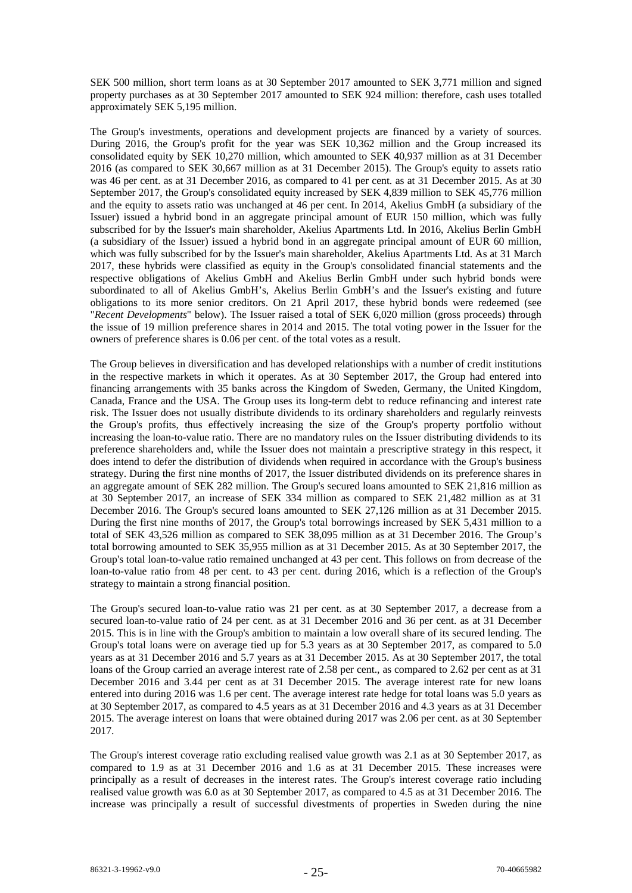SEK 500 million, short term loans as at 30 September 2017 amounted to SEK 3,771 million and signed property purchases as at 30 September 2017 amounted to SEK 924 million: therefore, cash uses totalled approximately SEK 5,195 million.

The Group's investments, operations and development projects are financed by a variety of sources. During 2016, the Group's profit for the year was SEK 10,362 million and the Group increased its consolidated equity by SEK 10,270 million, which amounted to SEK 40,937 million as at 31 December 2016 (as compared to SEK 30,667 million as at 31 December 2015). The Group's equity to assets ratio was 46 per cent. as at 31 December 2016, as compared to 41 per cent. as at 31 December 2015. As at 30 September 2017, the Group's consolidated equity increased by SEK 4,839 million to SEK 45,776 million and the equity to assets ratio was unchanged at 46 per cent. In 2014, Akelius GmbH (a subsidiary of the Issuer) issued a hybrid bond in an aggregate principal amount of EUR 150 million, which was fully subscribed for by the Issuer's main shareholder, Akelius Apartments Ltd. In 2016, Akelius Berlin GmbH (a subsidiary of the Issuer) issued a hybrid bond in an aggregate principal amount of EUR 60 million, which was fully subscribed for by the Issuer's main shareholder, Akelius Apartments Ltd. As at 31 March 2017, these hybrids were classified as equity in the Group's consolidated financial statements and the respective obligations of Akelius GmbH and Akelius Berlin GmbH under such hybrid bonds were subordinated to all of Akelius GmbH's, Akelius Berlin GmbH's and the Issuer's existing and future obligations to its more senior creditors. On 21 April 2017, these hybrid bonds were redeemed (see "*Recent Developments*" below). The Issuer raised a total of SEK 6,020 million (gross proceeds) through the issue of 19 million preference shares in 2014 and 2015. The total voting power in the Issuer for the owners of preference shares is 0.06 per cent. of the total votes as a result.

The Group believes in diversification and has developed relationships with a number of credit institutions in the respective markets in which it operates. As at 30 September 2017, the Group had entered into financing arrangements with 35 banks across the Kingdom of Sweden, Germany, the United Kingdom, Canada, France and the USA. The Group uses its long-term debt to reduce refinancing and interest rate risk. The Issuer does not usually distribute dividends to its ordinary shareholders and regularly reinvests the Group's profits, thus effectively increasing the size of the Group's property portfolio without increasing the loan-to-value ratio. There are no mandatory rules on the Issuer distributing dividends to its preference shareholders and, while the Issuer does not maintain a prescriptive strategy in this respect, it does intend to defer the distribution of dividends when required in accordance with the Group's business strategy. During the first nine months of 2017, the Issuer distributed dividends on its preference shares in an aggregate amount of SEK 282 million. The Group's secured loans amounted to SEK 21,816 million as at 30 September 2017, an increase of SEK 334 million as compared to SEK 21,482 million as at 31 December 2016. The Group's secured loans amounted to SEK 27,126 million as at 31 December 2015. During the first nine months of 2017, the Group's total borrowings increased by SEK 5,431 million to a total of SEK 43,526 million as compared to SEK 38,095 million as at 31 December 2016. The Group's total borrowing amounted to SEK 35,955 million as at 31 December 2015. As at 30 September 2017, the Group's total loan-to-value ratio remained unchanged at 43 per cent. This follows on from decrease of the loan-to-value ratio from 48 per cent. to 43 per cent. during 2016, which is a reflection of the Group's strategy to maintain a strong financial position.

The Group's secured loan-to-value ratio was 21 per cent. as at 30 September 2017, a decrease from a secured loan-to-value ratio of 24 per cent. as at 31 December 2016 and 36 per cent. as at 31 December 2015. This is in line with the Group's ambition to maintain a low overall share of its secured lending. The Group's total loans were on average tied up for 5.3 years as at 30 September 2017, as compared to 5.0 years as at 31 December 2016 and 5.7 years as at 31 December 2015. As at 30 September 2017, the total loans of the Group carried an average interest rate of 2.58 per cent., as compared to 2.62 per cent as at 31 December 2016 and 3.44 per cent as at 31 December 2015. The average interest rate for new loans entered into during 2016 was 1.6 per cent. The average interest rate hedge for total loans was 5.0 years as at 30 September 2017, as compared to 4.5 years as at 31 December 2016 and 4.3 years as at 31 December 2015. The average interest on loans that were obtained during 2017 was 2.06 per cent. as at 30 September 2017.

The Group's interest coverage ratio excluding realised value growth was 2.1 as at 30 September 2017, as compared to 1.9 as at 31 December 2016 and 1.6 as at 31 December 2015. These increases were principally as a result of decreases in the interest rates. The Group's interest coverage ratio including realised value growth was 6.0 as at 30 September 2017, as compared to 4.5 as at 31 December 2016. The increase was principally a result of successful divestments of properties in Sweden during the nine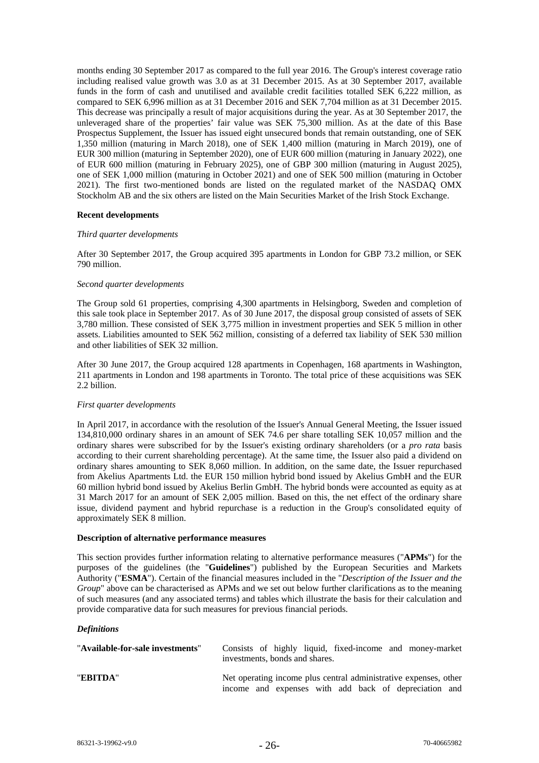months ending 30 September 2017 as compared to the full year 2016. The Group's interest coverage ratio including realised value growth was 3.0 as at 31 December 2015. As at 30 September 2017, available funds in the form of cash and unutilised and available credit facilities totalled SEK 6,222 million, as compared to SEK 6,996 million as at 31 December 2016 and SEK 7,704 million as at 31 December 2015. This decrease was principally a result of major acquisitions during the year. As at 30 September 2017, the unleveraged share of the properties' fair value was SEK 75,300 million. As at the date of this Base Prospectus Supplement, the Issuer has issued eight unsecured bonds that remain outstanding, one of SEK 1,350 million (maturing in March 2018), one of SEK 1,400 million (maturing in March 2019), one of EUR 300 million (maturing in September 2020), one of EUR 600 million (maturing in January 2022), one of EUR 600 million (maturing in February 2025), one of GBP 300 million (maturing in August 2025), one of SEK 1,000 million (maturing in October 2021) and one of SEK 500 million (maturing in October 2021). The first two-mentioned bonds are listed on the regulated market of the NASDAQ OMX Stockholm AB and the six others are listed on the Main Securities Market of the Irish Stock Exchange.

**Recent developments**

*Third quarter developments*

After 30 September 2017, the Group acquired 395 apartments in London for GBP 73.2 million, or SEK 790 million.

*Second quarter developments*

The Group sold 61 properties, comprising 4,300 apartments in Helsingborg, Sweden and completion of this sale took place in September 2017. As of 30 June 2017, the disposal group consisted of assets of SEK 3,780 million. These consisted of SEK 3,775 million in investment properties and SEK 5 million in other assets. Liabilities amounted to SEK 562 million, consisting of a deferred tax liability of SEK 530 million and other liabilities of SEK 32 million.

After 30 June 2017, the Group acquired 128 apartments in Copenhagen, 168 apartments in Washington, 211 apartments in London and 198 apartments in Toronto. The total price of these acquisitions was SEK 2.2 billion.

*First quarter developments*

In April 2017, in accordance with the resolution of the Issuer's Annual General Meeting, the Issuer issued 134,810,000 ordinary shares in an amount of SEK 74.6 per share totalling SEK 10,057 million and the ordinary shares were subscribed for by the Issuer's existing ordinary shareholders (or a *pro rata* basis according to their current shareholding percentage). At the same time, the Issuer also paid a dividend on ordinary shares amounting to SEK 8,060 million. In addition, on the same date, the Issuer repurchased from Akelius Apartments Ltd. the EUR 150 million hybrid bond issued by Akelius GmbH and the EUR 60 million hybrid bond issued by Akelius Berlin GmbH. The hybrid bonds were accounted as equity as at 31 March 2017 for an amount of SEK 2,005 million. Based on this, the net effect of the ordinary share issue, dividend payment and hybrid repurchase is a reduction in the Group's consolidated equity of approximately SEK 8 million.

**Description of alternative performance measures**

This section provides further information relating to alternative performance measures ("**APMs**") for the purposes of the guidelines (the "**Guidelines**") published by the European Securities and Markets Authority ("**ESMA**"). Certain of the financial measures included in the "*Description of the Issuer and the Group*" above can be characterised as APMs and we set out below further clarifications as to the meaning of such measures (and any associated terms) and tables which illustrate the basis for their calculation and provide comparative data for such measures for previous financial periods.

***Definitions***

| | |
|---|---|
| "**Available-for-sale investments**" | Consists of highly liquid, fixed-income and money-market investments, bonds and shares. |
| "**EBITDA**" | Net operating income plus central administrative expenses, other income and expenses with add back of depreciation and |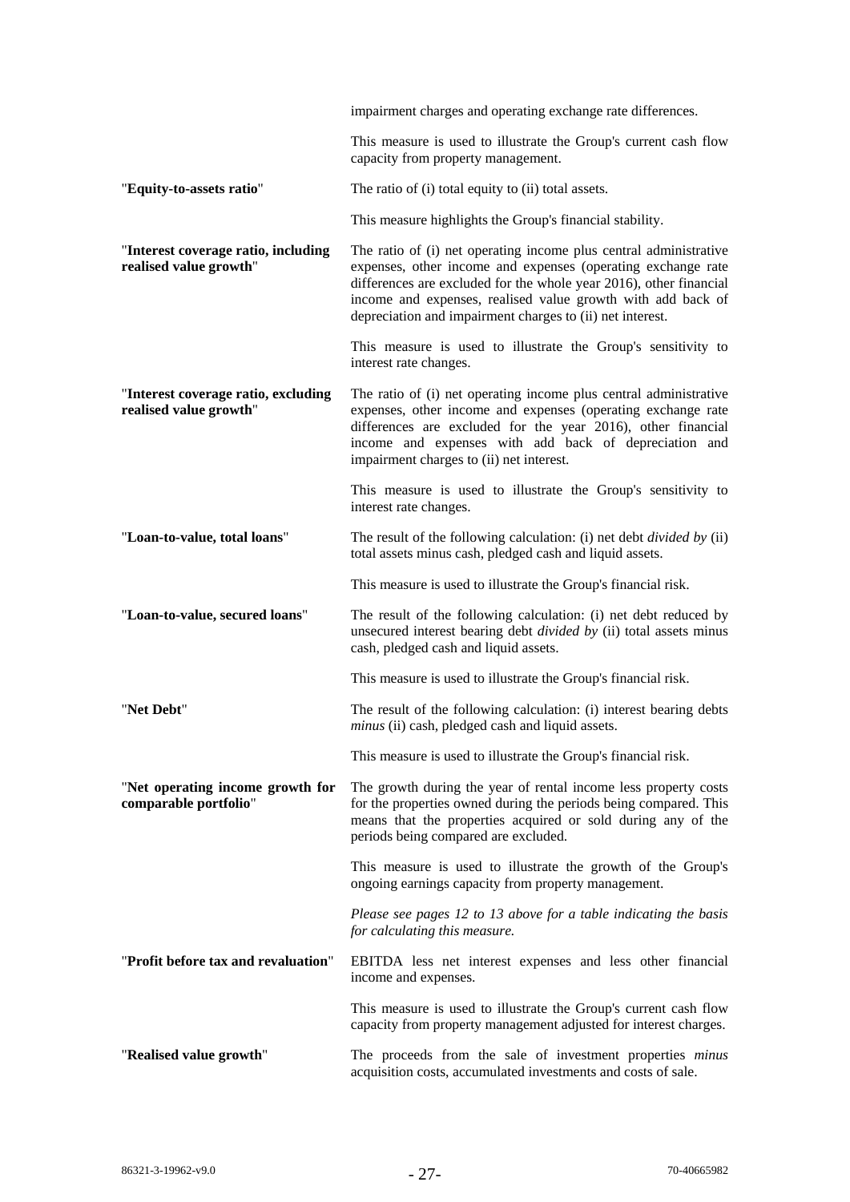| | |
|---|---|
| | impairment charges and operating exchange rate differences. |
| | This measure is used to illustrate the Group's current cash flow capacity from property management. |
| "**Equity-to-assets ratio**" | The ratio of (i) total equity to (ii) total assets. |
| | This measure highlights the Group's financial stability. |
| "**Interest coverage ratio, including realised value growth**" | The ratio of (i) net operating income plus central administrative expenses, other income and expenses (operating exchange rate differences are excluded for the whole year 2016), other financial income and expenses, realised value growth with add back of depreciation and impairment charges to (ii) net interest. |
| | This measure is used to illustrate the Group's sensitivity to interest rate changes. |
| "**Interest coverage ratio, excluding realised value growth**" | The ratio of (i) net operating income plus central administrative expenses, other income and expenses (operating exchange rate differences are excluded for the year 2016), other financial income and expenses with add back of depreciation and impairment charges to (ii) net interest. |
| | This measure is used to illustrate the Group's sensitivity to interest rate changes. |
| "**Loan-to-value, total loans**" | The result of the following calculation: (i) net debt *divided by* (ii) total assets minus cash, pledged cash and liquid assets. |
| | This measure is used to illustrate the Group's financial risk. |
| "**Loan-to-value, secured loans**" | The result of the following calculation: (i) net debt reduced by unsecured interest bearing debt *divided by* (ii) total assets minus cash, pledged cash and liquid assets. |
| | This measure is used to illustrate the Group's financial risk. |
| "**Net Debt**" | The result of the following calculation: (i) interest bearing debts *minus* (ii) cash, pledged cash and liquid assets. |
| | This measure is used to illustrate the Group's financial risk. |
| "**Net operating income growth for comparable portfolio**" | The growth during the year of rental income less property costs for the properties owned during the periods being compared. This means that the properties acquired or sold during any of the periods being compared are excluded. |
| | This measure is used to illustrate the growth of the Group's ongoing earnings capacity from property management. |
| | *Please see pages 12 to 13 above for a table indicating the basis for calculating this measure.* |
| "**Profit before tax and revaluation**" | EBITDA less net interest expenses and less other financial income and expenses. |
| | This measure is used to illustrate the Group's current cash flow capacity from property management adjusted for interest charges. |
| "**Realised value growth**" | The proceeds from the sale of investment properties *minus* acquisition costs, accumulated investments and costs of sale. |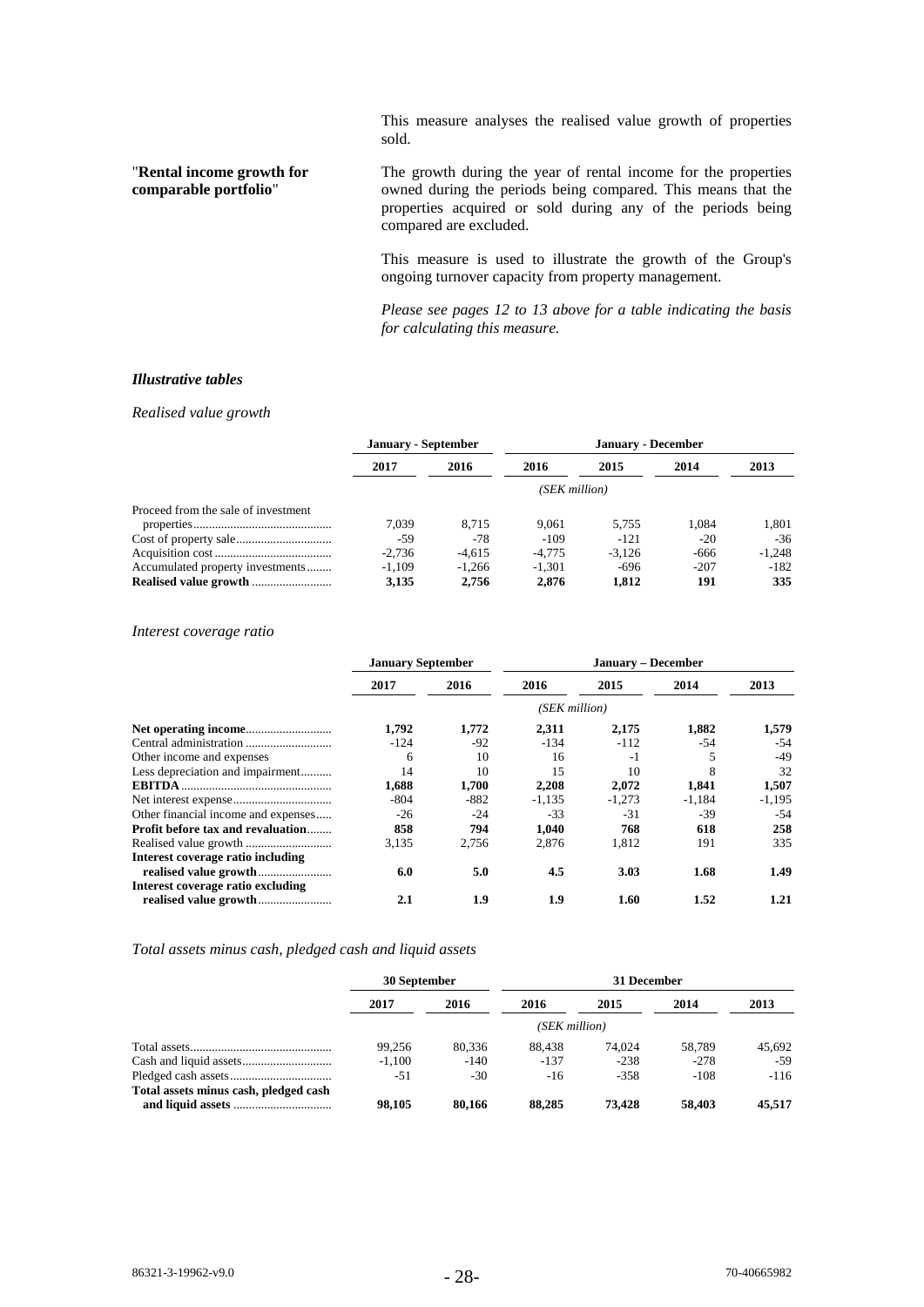This measure analyses the realised value growth of properties sold.

"**Rental income growth for comparable portfolio**"

The growth during the year of rental income for the properties owned during the periods being compared. This means that the properties acquired or sold during any of the periods being compared are excluded.

This measure is used to illustrate the growth of the Group's ongoing turnover capacity from property management.

*Please see pages 12 to 13 above for a table indicating the basis for calculating this measure.*

### *Illustrative tables*

*Realised value growth*

| | January - September | | January - December | | | |
|---|---|---|---|---|---|---|
| | 2017 | 2016 | 2016 | 2015 | 2014 | 2013 |
| | | | *(SEK million)* | | | |
| Proceed from the sale of investment properties | 7,039 | 8,715 | 9,061 | 5,755 | 1,084 | 1,801 |
| Cost of property sale | -59 | -78 | -109 | -121 | -20 | -36 |
| Acquisition cost | -2,736 | -4,615 | -4,775 | -3,126 | -666 | -1,248 |
| Accumulated property investments | -1,109 | -1,266 | -1,301 | -696 | -207 | -182 |
| **Realised value growth** | **3,135** | **2,756** | **2,876** | **1,812** | **191** | **335** |

*Interest coverage ratio*

| | January September | | January – December | | | |
|---|---|---|---|---|---|---|
| | 2017 | 2016 | 2016 | 2015 | 2014 | 2013 |
| | | | *(SEK million)* | | | |
| **Net operating income** | **1,792** | **1,772** | **2,311** | **2,175** | **1,882** | **1,579** |
| Central administration | -124 | -92 | -134 | -112 | -54 | -54 |
| Other income and expenses | 6 | 10 | 16 | -1 | 5 | -49 |
| Less depreciation and impairment | 14 | 10 | 15 | 10 | 8 | 32 |
| **EBITDA** | **1,688** | **1,700** | **2,208** | **2,072** | **1,841** | **1,507** |
| Net interest expense | -804 | -882 | -1,135 | -1,273 | -1,184 | -1,195 |
| Other financial income and expenses | -26 | -24 | -33 | -31 | -39 | -54 |
| **Profit before tax and revaluation** | **858** | **794** | **1,040** | **768** | **618** | **258** |
| Realised value growth | 3,135 | 2,756 | 2,876 | 1,812 | 191 | 335 |
| **Interest coverage ratio including realised value growth** | **6.0** | **5.0** | **4.5** | **3.03** | **1.68** | **1.49** |
| **Interest coverage ratio excluding realised value growth** | **2.1** | **1.9** | **1.9** | **1.60** | **1.52** | **1.21** |

*Total assets minus cash, pledged cash and liquid assets*

| | 30 September | | 31 December | | | |
|---|---|---|---|---|---|---|
| | 2017 | 2016 | 2016 | 2015 | 2014 | 2013 |
| | | | *(SEK million)* | | | |
| Total assets | 99,256 | 80,336 | 88,438 | 74,024 | 58,789 | 45,692 |
| Cash and liquid assets | -1,100 | -140 | -137 | -238 | -278 | -59 |
| Pledged cash assets | -51 | -30 | -16 | -358 | -108 | -116 |
| **Total assets minus cash, pledged cash and liquid assets** | **98,105** | **80,166** | **88,285** | **73,428** | **58,403** | **45,517** |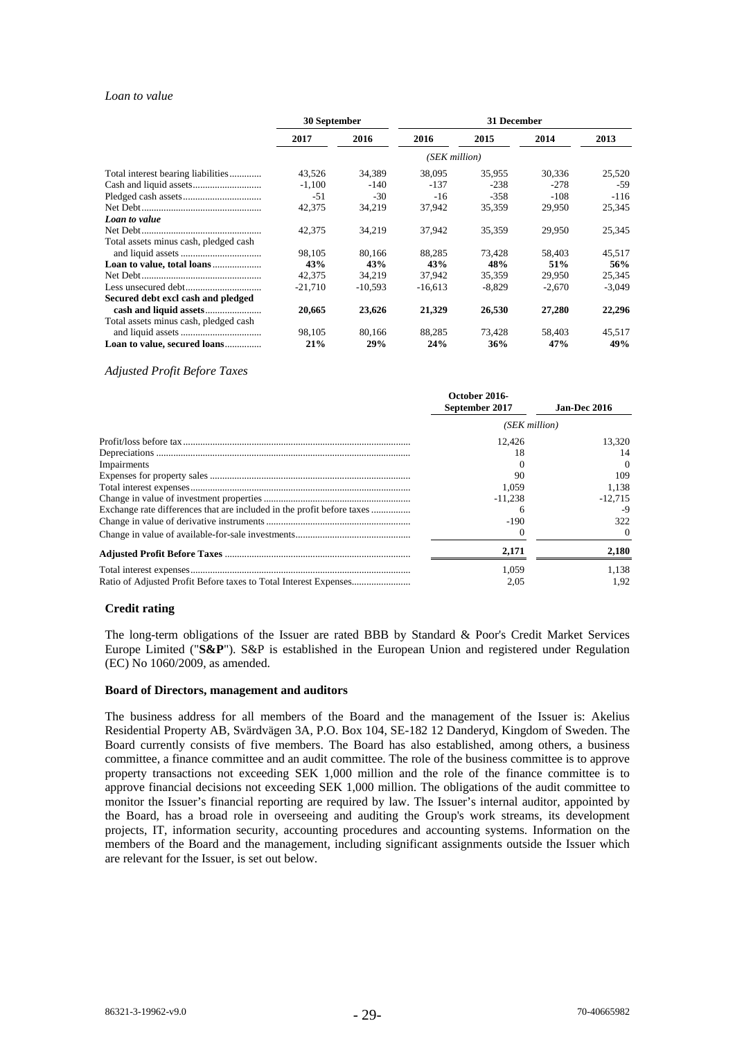*Loan to value*

| | 30 September | | 31 December | | | |
|---|---|---|---|---|---|---|
| | 2017 | 2016 | 2016 | 2015 | 2014 | 2013 |
| | | | (SEK million) | | | |
| Total interest bearing liabilities | 43,526 | 34,389 | 38,095 | 35,955 | 30,336 | 25,520 |
| Cash and liquid assets | -1,100 | -140 | -137 | -238 | -278 | -59 |
| Pledged cash assets | -51 | -30 | -16 | -358 | -108 | -116 |
| Net Debt | 42,375 | 34,219 | 37,942 | 35,359 | 29,950 | 25,345 |
| ***Loan to value*** | | | | | | |
| Net Debt | 42,375 | 34,219 | 37,942 | 35,359 | 29,950 | 25,345 |
| Total assets minus cash, pledged cash and liquid assets | 98,105 | 80,166 | 88,285 | 73,428 | 58,403 | 45,517 |
| **Loan to value, total loans** | **43%** | **43%** | **43%** | **48%** | **51%** | **56%** |
| Net Debt | 42,375 | 34,219 | 37,942 | 35,359 | 29,950 | 25,345 |
| Less unsecured debt | -21,710 | -10,593 | -16,613 | -8,829 | -2,670 | -3,049 |
| **Secured debt excl cash and pledged cash and liquid assets** | **20,665** | **23,626** | **21,329** | **26,530** | **27,280** | **22,296** |
| Total assets minus cash, pledged cash and liquid assets | 98,105 | 80,166 | 88,285 | 73,428 | 58,403 | 45,517 |
| **Loan to value, secured loans** | **21%** | **29%** | **24%** | **36%** | **47%** | **49%** |

*Adjusted Profit Before Taxes*

| | October 2016-September 2017 | Jan-Dec 2016 |
|---|---|---|
| | (SEK million) | |
| Profit/loss before tax | 12,426 | 13,320 |
| Depreciations | 18 | 14 |
| Impairments | 0 | 0 |
| Expenses for property sales | 90 | 109 |
| Total interest expenses | 1,059 | 1,138 |
| Change in value of investment properties | -11,238 | -12,715 |
| Exchange rate differences that are included in the profit before taxes | 6 | -9 |
| Change in value of derivative instruments | -190 | 322 |
| Change in value of available-for-sale investments | 0 | 0 |
| **Adjusted Profit Before Taxes** | **2,171** | **2,180** |
| Total interest expenses | 1,059 | 1,138 |
| Ratio of Adjusted Profit Before taxes to Total Interest Expenses | 2,05 | 1,92 |

### Credit rating

The long-term obligations of the Issuer are rated BBB by Standard & Poor's Credit Market Services Europe Limited ("**S&P**"). S&P is established in the European Union and registered under Regulation (EC) No 1060/2009, as amended.

### Board of Directors, management and auditors

The business address for all members of the Board and the management of the Issuer is: Akelius Residential Property AB, Svärdvägen 3A, P.O. Box 104, SE-182 12 Danderyd, Kingdom of Sweden. The Board currently consists of five members. The Board has also established, among others, a business committee, a finance committee and an audit committee. The role of the business committee is to approve property transactions not exceeding SEK 1,000 million and the role of the finance committee is to approve financial decisions not exceeding SEK 1,000 million. The obligations of the audit committee to monitor the Issuer's financial reporting are required by law. The Issuer's internal auditor, appointed by the Board, has a broad role in overseeing and auditing the Group's work streams, its development projects, IT, information security, accounting procedures and accounting systems. Information on the members of the Board and the management, including significant assignments outside the Issuer which are relevant for the Issuer, is set out below.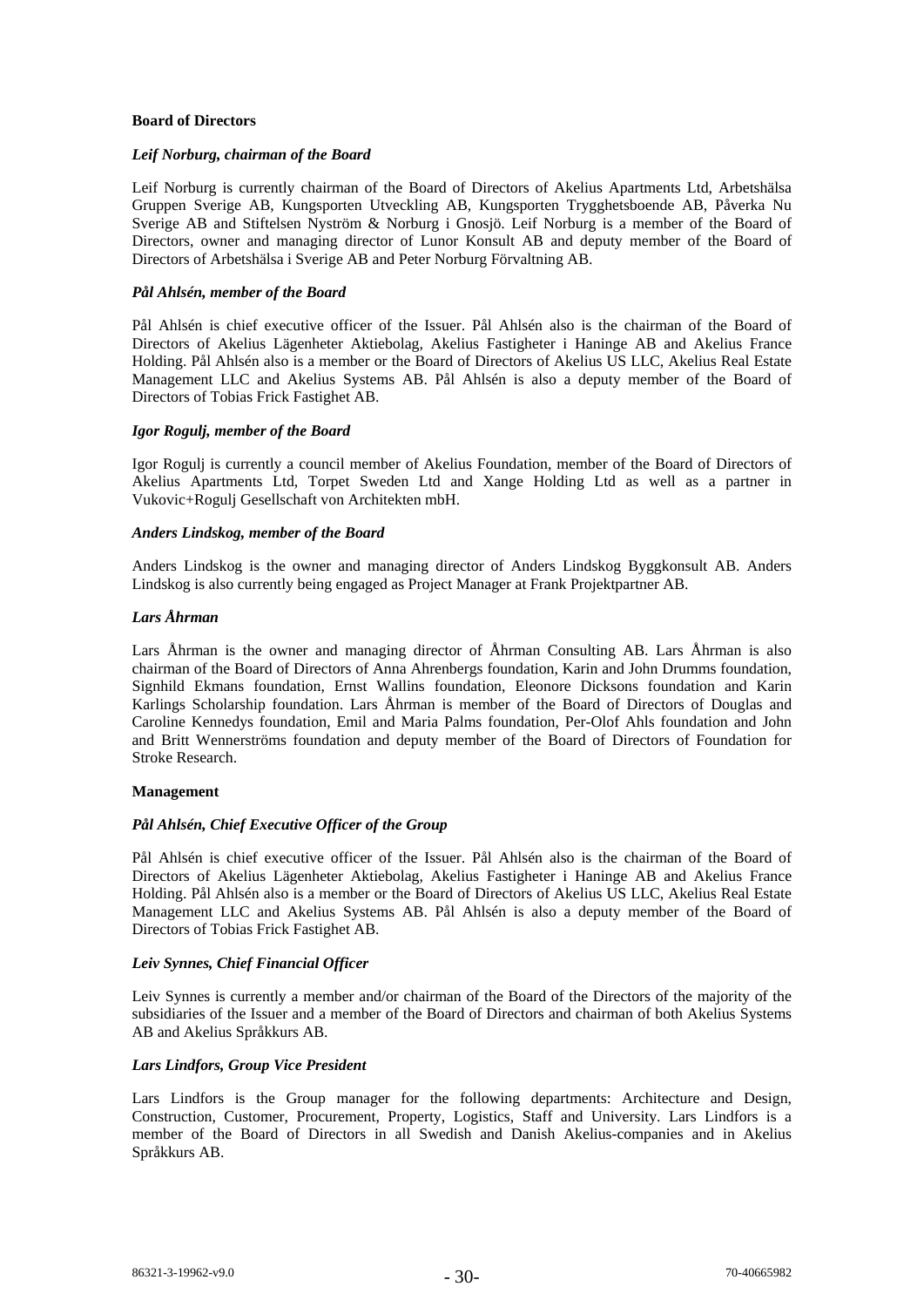## Board of Directors

### *Leif Norburg, chairman of the Board*

Leif Norburg is currently chairman of the Board of Directors of Akelius Apartments Ltd, Arbetshälsa Gruppen Sverige AB, Kungsporten Utveckling AB, Kungsporten Trygghetsboende AB, Påverka Nu Sverige AB and Stiftelsen Nyström & Norburg i Gnosjö. Leif Norburg is a member of the Board of Directors, owner and managing director of Lunor Konsult AB and deputy member of the Board of Directors of Arbetshälsa i Sverige AB and Peter Norburg Förvaltning AB.

### *Pål Ahlsén, member of the Board*

Pål Ahlsén is chief executive officer of the Issuer. Pål Ahlsén also is the chairman of the Board of Directors of Akelius Lägenheter Aktiebolag, Akelius Fastigheter i Haninge AB and Akelius France Holding. Pål Ahlsén also is a member or the Board of Directors of Akelius US LLC, Akelius Real Estate Management LLC and Akelius Systems AB. Pål Ahlsén is also a deputy member of the Board of Directors of Tobias Frick Fastighet AB.

### *Igor Rogulj, member of the Board*

Igor Rogulj is currently a council member of Akelius Foundation, member of the Board of Directors of Akelius Apartments Ltd, Torpet Sweden Ltd and Xange Holding Ltd as well as a partner in Vukovic+Rogulj Gesellschaft von Architekten mbH.

### *Anders Lindskog, member of the Board*

Anders Lindskog is the owner and managing director of Anders Lindskog Byggkonsult AB. Anders Lindskog is also currently being engaged as Project Manager at Frank Projektpartner AB.

### *Lars Åhrman*

Lars Åhrman is the owner and managing director of Åhrman Consulting AB. Lars Åhrman is also chairman of the Board of Directors of Anna Ahrenbergs foundation, Karin and John Drumms foundation, Signhild Ekmans foundation, Ernst Wallins foundation, Eleonore Dicksons foundation and Karin Karlings Scholarship foundation. Lars Åhrman is member of the Board of Directors of Douglas and Caroline Kennedys foundation, Emil and Maria Palms foundation, Per-Olof Ahls foundation and John and Britt Wennerströms foundation and deputy member of the Board of Directors of Foundation for Stroke Research.

## Management

### *Pål Ahlsén, Chief Executive Officer of the Group*

Pål Ahlsén is chief executive officer of the Issuer. Pål Ahlsén also is the chairman of the Board of Directors of Akelius Lägenheter Aktiebolag, Akelius Fastigheter i Haninge AB and Akelius France Holding. Pål Ahlsén also is a member or the Board of Directors of Akelius US LLC, Akelius Real Estate Management LLC and Akelius Systems AB. Pål Ahlsén is also a deputy member of the Board of Directors of Tobias Frick Fastighet AB.

### *Leiv Synnes, Chief Financial Officer*

Leiv Synnes is currently a member and/or chairman of the Board of the Directors of the majority of the subsidiaries of the Issuer and a member of the Board of Directors and chairman of both Akelius Systems AB and Akelius Språkkurs AB.

### *Lars Lindfors, Group Vice President*

Lars Lindfors is the Group manager for the following departments: Architecture and Design, Construction, Customer, Procurement, Property, Logistics, Staff and University. Lars Lindfors is a member of the Board of Directors in all Swedish and Danish Akelius-companies and in Akelius Språkkurs AB.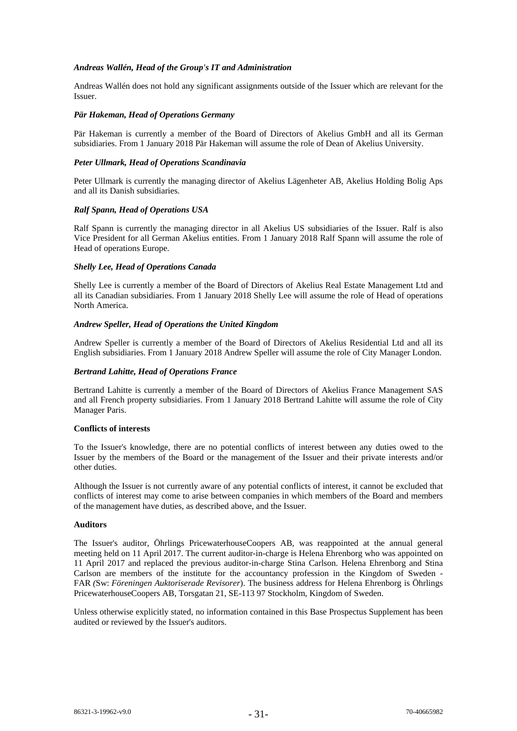***Andreas Wallén, Head of the Group's IT and Administration***

Andreas Wallén does not hold any significant assignments outside of the Issuer which are relevant for the Issuer.

***Pär Hakeman, Head of Operations Germany***

Pär Hakeman is currently a member of the Board of Directors of Akelius GmbH and all its German subsidiaries. From 1 January 2018 Pär Hakeman will assume the role of Dean of Akelius University.

***Peter Ullmark, Head of Operations Scandinavia***

Peter Ullmark is currently the managing director of Akelius Lägenheter AB, Akelius Holding Bolig Aps and all its Danish subsidiaries.

***Ralf Spann, Head of Operations USA***

Ralf Spann is currently the managing director in all Akelius US subsidiaries of the Issuer. Ralf is also Vice President for all German Akelius entities. From 1 January 2018 Ralf Spann will assume the role of Head of operations Europe.

***Shelly Lee, Head of Operations Canada***

Shelly Lee is currently a member of the Board of Directors of Akelius Real Estate Management Ltd and all its Canadian subsidiaries. From 1 January 2018 Shelly Lee will assume the role of Head of operations North America.

***Andrew Speller, Head of Operations the United Kingdom***

Andrew Speller is currently a member of the Board of Directors of Akelius Residential Ltd and all its English subsidiaries. From 1 January 2018 Andrew Speller will assume the role of City Manager London.

***Bertrand Lahitte, Head of Operations France***

Bertrand Lahitte is currently a member of the Board of Directors of Akelius France Management SAS and all French property subsidiaries. From 1 January 2018 Bertrand Lahitte will assume the role of City Manager Paris.

**Conflicts of interests**

To the Issuer's knowledge, there are no potential conflicts of interest between any duties owed to the Issuer by the members of the Board or the management of the Issuer and their private interests and/or other duties.

Although the Issuer is not currently aware of any potential conflicts of interest, it cannot be excluded that conflicts of interest may come to arise between companies in which members of the Board and members of the management have duties, as described above, and the Issuer.

**Auditors**

The Issuer's auditor, Öhrlings PricewaterhouseCoopers AB, was reappointed at the annual general meeting held on 11 April 2017. The current auditor-in-charge is Helena Ehrenborg who was appointed on 11 April 2017 and replaced the previous auditor-in-charge Stina Carlson. Helena Ehrenborg and Stina Carlson are members of the institute for the accountancy profession in the Kingdom of Sweden - FAR *(*Sw: *Föreningen Auktoriserade Revisorer*). The business address for Helena Ehrenborg is Öhrlings PricewaterhouseCoopers AB, Torsgatan 21, SE-113 97 Stockholm, Kingdom of Sweden.

Unless otherwise explicitly stated, no information contained in this Base Prospectus Supplement has been audited or reviewed by the Issuer's auditors.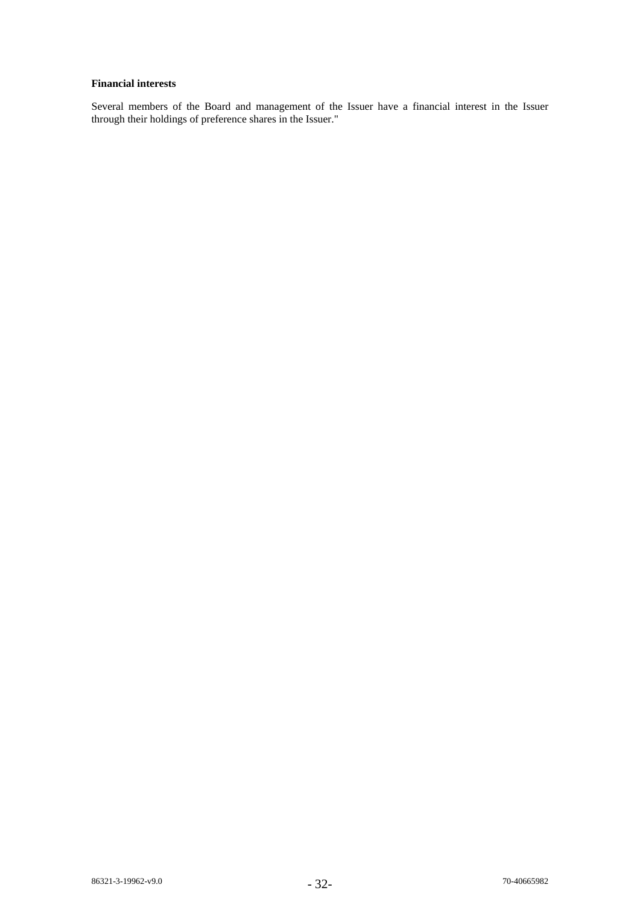**Financial interests**

Several members of the Board and management of the Issuer have a financial interest in the Issuer through their holdings of preference shares in the Issuer."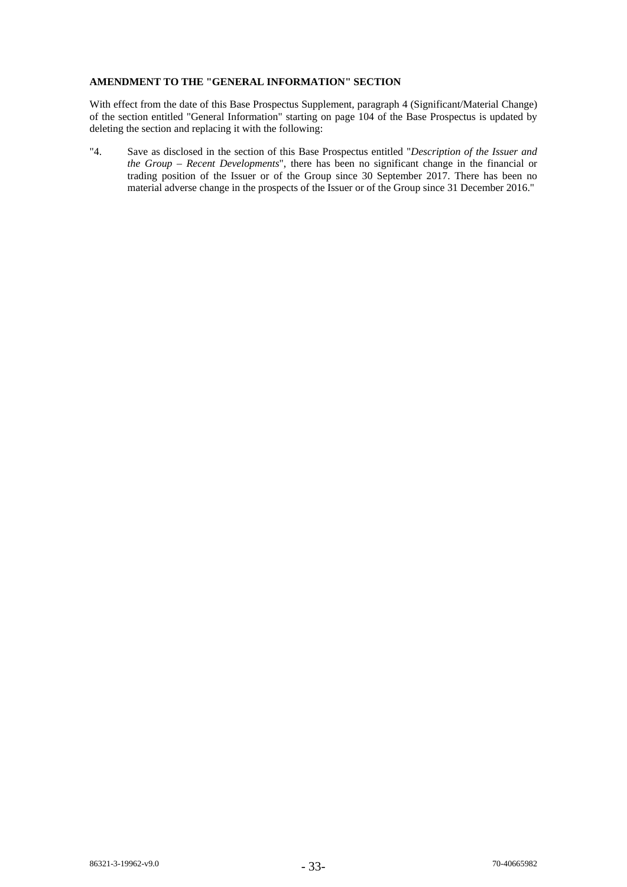**AMENDMENT TO THE "GENERAL INFORMATION" SECTION**

With effect from the date of this Base Prospectus Supplement, paragraph 4 (Significant/Material Change) of the section entitled "General Information" starting on page 104 of the Base Prospectus is updated by deleting the section and replacing it with the following:

"4. Save as disclosed in the section of this Base Prospectus entitled "*Description of the Issuer and the Group – Recent Developments*", there has been no significant change in the financial or trading position of the Issuer or of the Group since 30 September 2017. There has been no material adverse change in the prospects of the Issuer or of the Group since 31 December 2016."